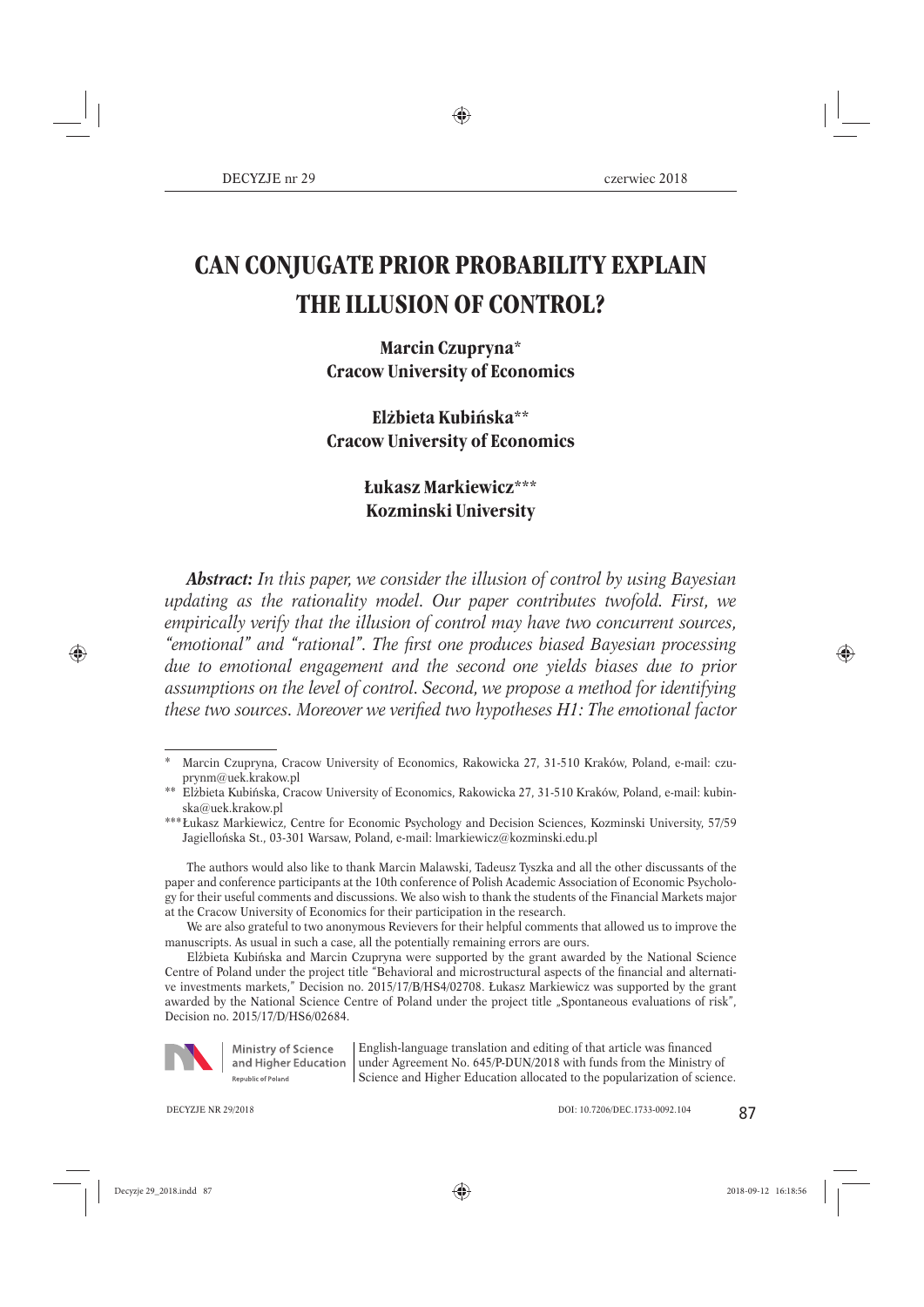# CAN CONJUGATE PRIOR PROBABILITY EXPLAIN THE ILLUSION OF CONTROL?

**Marcin Czupryna***
**Cracow University of Economics**

**Elżbieta Kubińska****
**Cracow University of Economics**

**Łukasz Markiewicz*****
**Kozminski University**

***Abstract:*** *In this paper, we consider the illusion of control by using Bayesian updating as the rationality model. Our paper contributes twofold. First, we empirically verify that the illusion of control may have two concurrent sources, "emotional" and "rational". The first one produces biased Bayesian processing due to emotional engagement and the second one yields biases due to prior assumptions on the level of control. Second, we propose a method for identifying these two sources. Moreover we verified two hypotheses H1: The emotional factor*

---

\* Marcin Czupryna, Cracow University of Economics, Rakowicka 27, 31-510 Kraków, Poland, e-mail: czuprynm@uek.krakow.pl

\*\* Elżbieta Kubińska, Cracow University of Economics, Rakowicka 27, 31-510 Kraków, Poland, e-mail: kubinska@uek.krakow.pl

\*\*\* Łukasz Markiewicz, Centre for Economic Psychology and Decision Sciences, Kozminski University, 57/59 Jagiellońska St., 03-301 Warsaw, Poland, e-mail: lmarkiewicz@kozminski.edu.pl

The authors would also like to thank Marcin Malawski, Tadeusz Tyszka and all the other discussants of the paper and conference participants at the 10th conference of Polish Academic Association of Economic Psychology for their useful comments and discussions. We also wish to thank the students of the Financial Markets major at the Cracow University of Economics for their participation in the research.

We are also grateful to two anonymous Reviewers for their helpful comments that allowed us to improve the manuscripts. As usual in such a case, all the potentially remaining errors are ours.

Elżbieta Kubińska and Marcin Czupryna were supported by the grant awarded by the National Science Centre of Poland under the project title "Behavioral and microstructural aspects of the financial and alternative investments markets," Decision no. 2015/17/B/HS4/02708. Łukasz Markiewicz was supported by the grant awarded by the National Science Centre of Poland under the project title „Spontaneous evaluations of risk", Decision no. 2015/17/D/HS6/02684.

Ministry of Science and Higher Education Republic of Poland

English-language translation and editing of that article was financed under Agreement No. 645/P-DUN/2018 with funds from the Ministry of Science and Higher Education allocated to the popularization of science.

DOI: 10.7206/DEC.1733-0092.104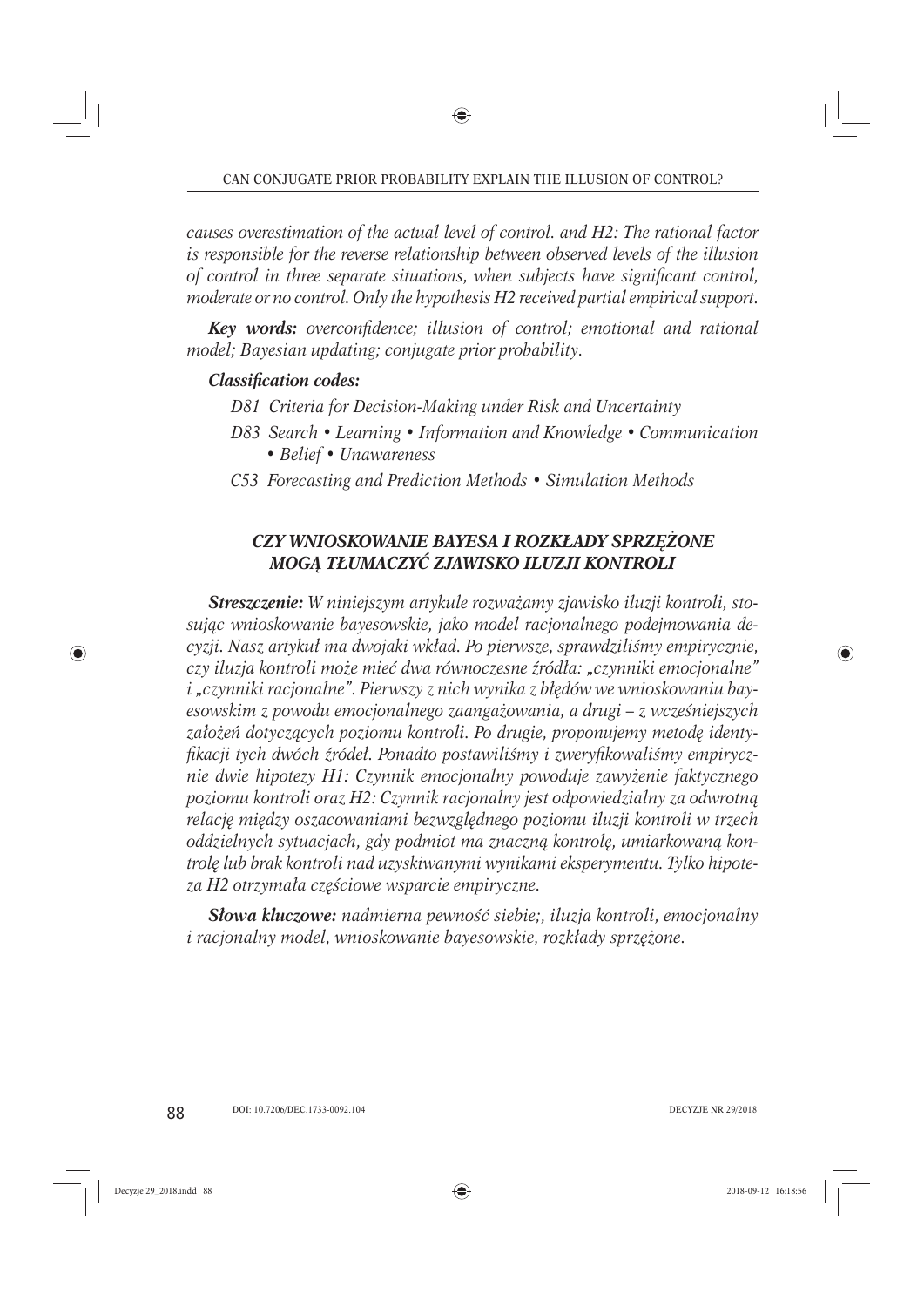*causes overestimation of the actual level of control. and H2: The rational factor is responsible for the reverse relationship between observed levels of the illusion of control in three separate situations, when subjects have significant control, moderate or no control. Only the hypothesis H2 received partial empirical support.*

***Key words:*** *overconfidence; illusion of control; emotional and rational model; Bayesian updating; conjugate prior probability.*

***Classification codes:***

- *D81 Criteria for Decision-Making under Risk and Uncertainty*
- *D83 Search • Learning • Information and Knowledge • Communication • Belief • Unawareness*
- *C53 Forecasting and Prediction Methods • Simulation Methods*

## *CZY WNIOSKOWANIE BAYESA I ROZKŁADY SPRZĘŻONE MOGĄ TŁUMACZYĆ ZJAWISKO ILUZJI KONTROLI*

***Streszczenie:*** *W niniejszym artykule rozważamy zjawisko iluzji kontroli, stosując wnioskowanie bayesowskie, jako model racjonalnego podejmowania decyzji. Nasz artykuł ma dwojaki wkład. Po pierwsze, sprawdziliśmy empirycznie, czy iluzja kontroli może mieć dwa równoczesne źródła: „czynniki emocjonalne" i „czynniki racjonalne". Pierwszy z nich wynika z błędów we wnioskowaniu bayesowskim z powodu emocjonalnego zaangażowania, a drugi – z wcześniejszych założeń dotyczących poziomu kontroli. Po drugie, proponujemy metodę identyfikacji tych dwóch źródeł. Ponadto postawiliśmy i zweryfikowaliśmy empirycznie dwie hipotezy H1: Czynnik emocjonalny powoduje zawyżenie faktycznego poziomu kontroli oraz H2: Czynnik racjonalny jest odpowiedzialny za odwrotną relację między oszacowaniami bezwzględnego poziomu iluzji kontroli w trzech oddzielnych sytuacjach, gdy podmiot ma znaczną kontrolę, umiarkowaną kontrolę lub brak kontroli nad uzyskiwanymi wynikami eksperymentu. Tylko hipoteza H2 otrzymała częściowe wsparcie empiryczne.*

***Słowa kluczowe:*** *nadmierna pewność siebie;, iluzja kontroli, emocjonalny i racjonalny model, wnioskowanie bayesowskie, rozkłady sprzężone.*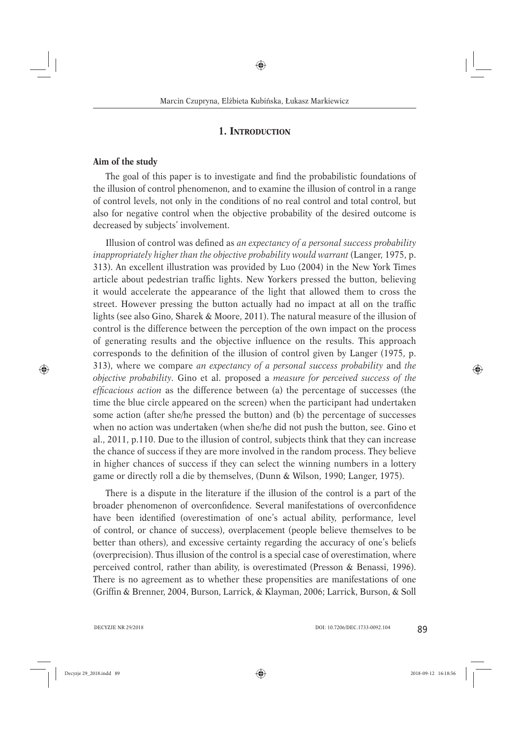## 1. Introduction

### Aim of the study

The goal of this paper is to investigate and find the probabilistic foundations of the illusion of control phenomenon, and to examine the illusion of control in a range of control levels, not only in the conditions of no real control and total control, but also for negative control when the objective probability of the desired outcome is decreased by subjects' involvement.

Illusion of control was defined as *an expectancy of a personal success probability inappropriately higher than the objective probability would warrant* (Langer, 1975, p. 313). An excellent illustration was provided by Luo (2004) in the New York Times article about pedestrian traffic lights. New Yorkers pressed the button, believing it would accelerate the appearance of the light that allowed them to cross the street. However pressing the button actually had no impact at all on the traffic lights (see also Gino, Sharek & Moore, 2011). The natural measure of the illusion of control is the difference between the perception of the own impact on the process of generating results and the objective influence on the results. This approach corresponds to the definition of the illusion of control given by Langer (1975, p. 313), where we compare *an expectancy of a personal success probability* and *the objective probability*. Gino et al. proposed a *measure for perceived success of the efficacious action* as the difference between (a) the percentage of successes (the time the blue circle appeared on the screen) when the participant had undertaken some action (after she/he pressed the button) and (b) the percentage of successes when no action was undertaken (when she/he did not push the button, see. Gino et al., 2011, p.110. Due to the illusion of control, subjects think that they can increase the chance of success if they are more involved in the random process. They believe in higher chances of success if they can select the winning numbers in a lottery game or directly roll a die by themselves, (Dunn & Wilson, 1990; Langer, 1975).

There is a dispute in the literature if the illusion of the control is a part of the broader phenomenon of overconfidence. Several manifestations of overconfidence have been identified (overestimation of one's actual ability, performance, level of control, or chance of success), overplacement (people believe themselves to be better than others), and excessive certainty regarding the accuracy of one's beliefs (overprecision). Thus illusion of the control is a special case of overestimation, where perceived control, rather than ability, is overestimated (Presson & Benassi, 1996). There is no agreement as to whether these propensities are manifestations of one (Griffin & Brenner, 2004, Burson, Larrick, & Klayman, 2006; Larrick, Burson, & Soll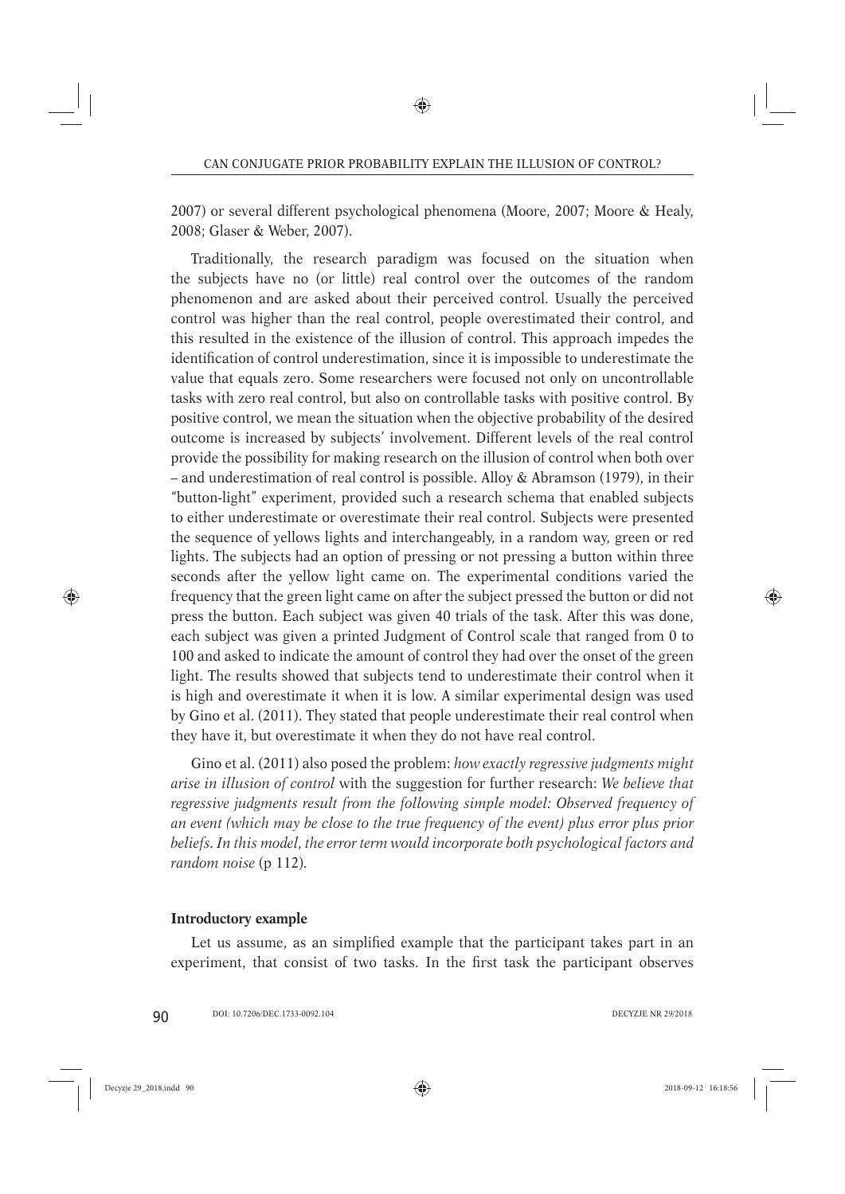2007) or several different psychological phenomena (Moore, 2007; Moore & Healy, 2008; Glaser & Weber, 2007).

Traditionally, the research paradigm was focused on the situation when the subjects have no (or little) real control over the outcomes of the random phenomenon and are asked about their perceived control. Usually the perceived control was higher than the real control, people overestimated their control, and this resulted in the existence of the illusion of control. This approach impedes the identification of control underestimation, since it is impossible to underestimate the value that equals zero. Some researchers were focused not only on uncontrollable tasks with zero real control, but also on controllable tasks with positive control. By positive control, we mean the situation when the objective probability of the desired outcome is increased by subjects' involvement. Different levels of the real control provide the possibility for making research on the illusion of control when both over – and underestimation of real control is possible. Alloy & Abramson (1979), in their "button-light" experiment, provided such a research schema that enabled subjects to either underestimate or overestimate their real control. Subjects were presented the sequence of yellows lights and interchangeably, in a random way, green or red lights. The subjects had an option of pressing or not pressing a button within three seconds after the yellow light came on. The experimental conditions varied the frequency that the green light came on after the subject pressed the button or did not press the button. Each subject was given 40 trials of the task. After this was done, each subject was given a printed Judgment of Control scale that ranged from 0 to 100 and asked to indicate the amount of control they had over the onset of the green light. The results showed that subjects tend to underestimate their control when it is high and overestimate it when it is low. A similar experimental design was used by Gino et al. (2011). They stated that people underestimate their real control when they have it, but overestimate it when they do not have real control.

Gino et al. (2011) also posed the problem: *how exactly regressive judgments might arise in illusion of control* with the suggestion for further research: *We believe that regressive judgments result from the following simple model: Observed frequency of an event (which may be close to the true frequency of the event) plus error plus prior beliefs. In this model, the error term would incorporate both psychological factors and random noise* (p 112).

**Introductory example**

Let us assume, as an simplified example that the participant takes part in an experiment, that consist of two tasks. In the first task the participant observes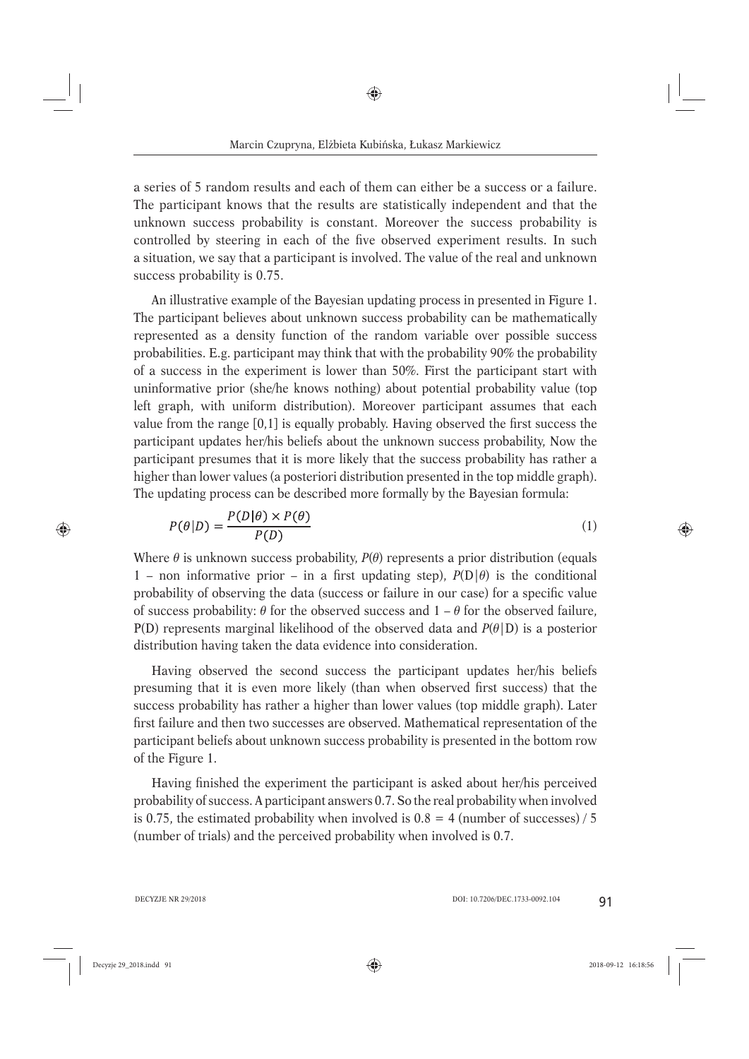a series of 5 random results and each of them can either be a success or a failure. The participant knows that the results are statistically independent and that the unknown success probability is constant. Moreover the success probability is controlled by steering in each of the five observed experiment results. In such a situation, we say that a participant is involved. The value of the real and unknown success probability is 0.75.

An illustrative example of the Bayesian updating process in presented in Figure 1. The participant believes about unknown success probability can be mathematically represented as a density function of the random variable over possible success probabilities. E.g. participant may think that with the probability 90% the probability of a success in the experiment is lower than 50%. First the participant start with uninformative prior (she/he knows nothing) about potential probability value (top left graph, with uniform distribution). Moreover participant assumes that each value from the range [0,1] is equally probably. Having observed the first success the participant updates her/his beliefs about the unknown success probability, Now the participant presumes that it is more likely that the success probability has rather a higher than lower values (a posteriori distribution presented in the top middle graph). The updating process can be described more formally by the Bayesian formula:

$$P(\theta|D) = \frac{P(D|\theta) \times P(\theta)}{P(D)} \tag{1}$$

Where $\theta$ is unknown success probability, $P(\theta)$ represents a prior distribution (equals 1 – non informative prior – in a first updating step), $P(\mathrm{D}|\theta)$ is the conditional probability of observing the data (success or failure in our case) for a specific value of success probability: $\theta$ for the observed success and $1 - \theta$ for the observed failure, P(D) represents marginal likelihood of the observed data and $P(\theta|\mathrm{D})$ is a posterior distribution having taken the data evidence into consideration.

Having observed the second success the participant updates her/his beliefs presuming that it is even more likely (than when observed first success) that the success probability has rather a higher than lower values (top middle graph). Later first failure and then two successes are observed. Mathematical representation of the participant beliefs about unknown success probability is presented in the bottom row of the Figure 1.

Having finished the experiment the participant is asked about her/his perceived probability of success. A participant answers 0.7. So the real probability when involved is 0.75, the estimated probability when involved is 0.8 = 4 (number of successes) / 5 (number of trials) and the perceived probability when involved is 0.7.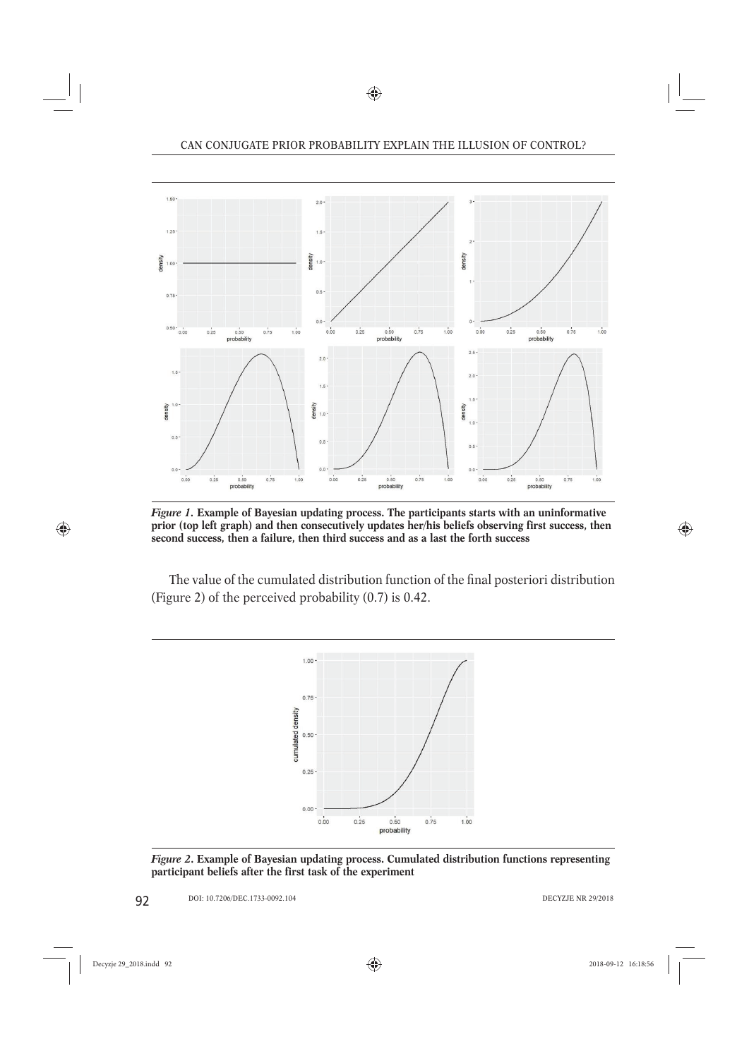*Figure 1*. **Example of Bayesian updating process. The participants starts with an uninformative prior (top left graph) and then consecutively updates her/his beliefs observing first success, then second success, then a failure, then third success and as a last the forth success**

The value of the cumulated distribution function of the final posteriori distribution (Figure 2) of the perceived probability (0.7) is 0.42.

*Figure 2*. **Example of Bayesian updating process. Cumulated distribution functions representing participant beliefs after the first task of the experiment**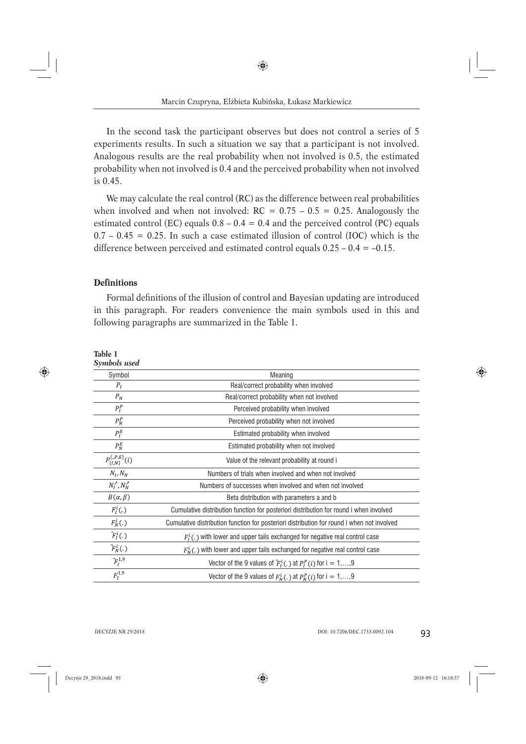In the second task the participant observes but does not control a series of 5 experiments results. In such a situation we say that a participant is not involved. Analogous results are the real probability when not involved is 0.5, the estimated probability when not involved is 0.4 and the perceived probability when not involved is 0.45.

We may calculate the real control (RC) as the difference between real probabilities when involved and when not involved: RC = 0.75 – 0.5 = 0.25. Analogously the estimated control (EC) equals 0.8 – 0.4 = 0.4 and the perceived control (PC) equals 0.7 – 0.45 = 0.25. In such a case estimated illusion of control (IOC) which is the difference between perceived and estimated control equals 0.25 – 0.4 = –0.15.

## Definitions

Formal definitions of the illusion of control and Bayesian updating are introduced in this paragraph. For readers convenience the main symbols used in this and following paragraphs are summarized in the Table 1.

**Table 1**
***Symbols used***

| Symbol | Meaning |
|---|---|
| $P_I$ | Real/correct probability when involved |
| $P_N$ | Real/correct probability when not involved |
| $P_I^P$ | Perceived probability when involved |
| $P_N^P$ | Perceived probability when not involved |
| $P_I^E$ | Estimated probability when involved |
| $P_N^E$ | Estimated probability when not involved |
| $P_{\{I,N\}}^{\{.,P,E\}}(i)$ | Value of the relevant probability at round i |
| $N_I, N_N$ | Numbers of trials when involved and when not involved |
| $N_I^{\nearrow}, N_N^{\nearrow}$ | Numbers of successes when involved and when not involved |
| $B(\alpha, \beta)$ | Beta distribution with parameters a and b |
| $F_I^i(.)$ | Cumulative distribution function for posteriori distribution for round i when involved |
| $F_N^i(.)$ | Cumulative distribution function for posteriori distribution for round i when not involved |
| $\tilde{F}_I^i(.)$ | $F_I^i(.)$ with lower and upper tails exchanged for negative real control case |
| $\tilde{F}_N^i(.)$ | $F_N^i(.)$ with lower and upper tails exchanged for negative real control case |
| $\tilde{F}_I^{1,9}$ | Vector of the 9 values of $\tilde{F}_I^i(.)$ at $P_I^P(i)$ for i = 1,…,9 |
| $F_I^{1,9}$ | Vector of the 9 values of $F_N^i(.)$ at $P_N^P(i)$ for i = 1,…,9 |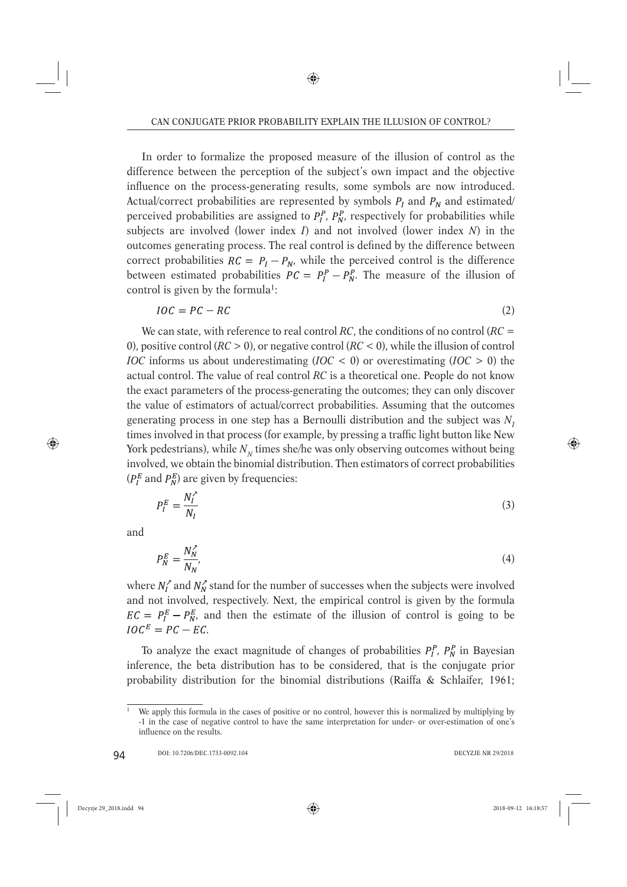In order to formalize the proposed measure of the illusion of control as the difference between the perception of the subject's own impact and the objective influence on the process-generating results, some symbols are now introduced. Actual/correct probabilities are represented by symbols $P_I$ and $P_N$ and estimated/perceived probabilities are assigned to $P_I^P$, $P_N^P$, respectively for probabilities while subjects are involved (lower index $I$) and not involved (lower index $N$) in the outcomes generating process. The real control is defined by the difference between correct probabilities $RC = P_I - P_N$, while the perceived control is the difference between estimated probabilities $PC = P_I^P - P_N^P$. The measure of the illusion of control is given by the formula[1]:

$$IOC = PC - RC \tag{2}$$

We can state, with reference to real control $RC$, the conditions of no control ($RC = 0$), positive control ($RC > 0$), or negative control ($RC < 0$), while the illusion of control $IOC$ informs us about underestimating ($IOC < 0$) or overestimating ($IOC > 0$) the actual control. The value of real control $RC$ is a theoretical one. People do not know the exact parameters of the process-generating the outcomes; they can only discover the value of estimators of actual/correct probabilities. Assuming that the outcomes generating process in one step has a Bernoulli distribution and the subject was $N_I$ times involved in that process (for example, by pressing a traffic light button like New York pedestrians), while $N_N$ times she/he was only observing outcomes without being involved, we obtain the binomial distribution. Then estimators of correct probabilities ($P_I^E$ and $P_N^E$) are given by frequencies:

$$P_I^E = \frac{N_I^{\nearrow}}{N_I} \tag{3}$$

and

$$P_N^E = \frac{N_N^{\nearrow}}{N_N}, \tag{4}$$

where $N_I^{\nearrow}$ and $N_N^{\nearrow}$ stand for the number of successes when the subjects were involved and not involved, respectively. Next, the empirical control is given by the formula $EC = P_I^E - P_N^E$, and then the estimate of the illusion of control is going to be $IOC^E = PC - EC$.

To analyze the exact magnitude of changes of probabilities $P_I^P$, $P_N^P$ in Bayesian inference, the beta distribution has to be considered, that is the conjugate prior probability distribution for the binomial distributions (Raiffa & Schlaifer, 1961;

[1] We apply this formula in the cases of positive or no control, however this is normalized by multiplying by -1 in the case of negative control to have the same interpretation for under- or over-estimation of one's influence on the results.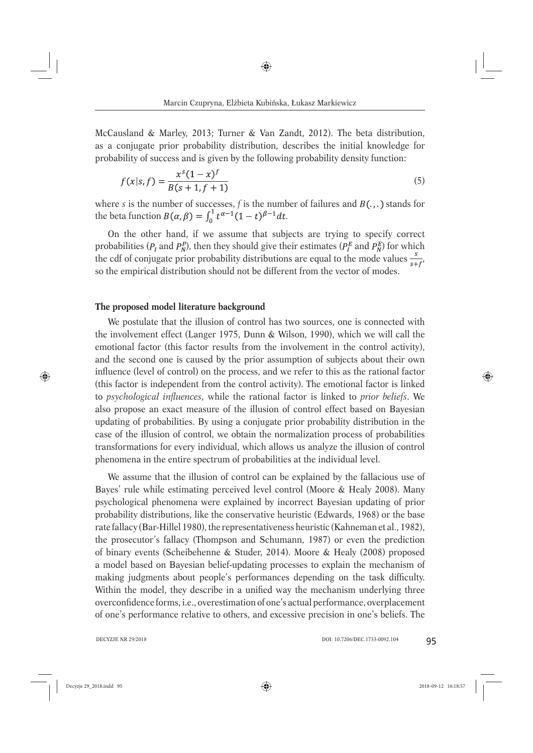McCausland & Marley, 2013; Turner & Van Zandt, 2012). The beta distribution, as a conjugate prior probability distribution, describes the initial knowledge for probability of success and is given by the following probability density function:

$$f(x|s,f) = \frac{x^s(1-x)^f}{B(s+1, f+1)} \tag{5}$$

where $s$ is the number of successes, $f$ is the number of failures and $B(.,.)$ stands for the beta function $B(\alpha, \beta) = \int_0^1 t^{\alpha-1}(1-t)^{\beta-1}dt$.

On the other hand, if we assume that subjects are trying to specify correct probabilities ($P_I$ and $P_N^P$), then they should give their estimates ($P_I^E$ and $P_N^E$) for which the cdf of conjugate prior probability distributions are equal to the mode values $\frac{s}{s+f}$, so the empirical distribution should not be different from the vector of modes.

## The proposed model literature background

We postulate that the illusion of control has two sources, one is connected with the involvement effect (Langer 1975, Dunn & Wilson, 1990), which we will call the emotional factor (this factor results from the involvement in the control activity), and the second one is caused by the prior assumption of subjects about their own influence (level of control) on the process, and we refer to this as the rational factor (this factor is independent from the control activity). The emotional factor is linked to *psychological influences*, while the rational factor is linked to *prior beliefs*. We also propose an exact measure of the illusion of control effect based on Bayesian updating of probabilities. By using a conjugate prior probability distribution in the case of the illusion of control, we obtain the normalization process of probabilities transformations for every individual, which allows us analyze the illusion of control phenomena in the entire spectrum of probabilities at the individual level.

We assume that the illusion of control can be explained by the fallacious use of Bayes' rule while estimating perceived level control (Moore & Healy 2008). Many psychological phenomena were explained by incorrect Bayesian updating of prior probability distributions, like the conservative heuristic (Edwards, 1968) or the base rate fallacy (Bar-Hillel 1980), the representativeness heuristic (Kahneman et al., 1982), the prosecutor's fallacy (Thompson and Schumann, 1987) or even the prediction of binary events (Scheibehenne & Studer, 2014). Moore & Healy (2008) proposed a model based on Bayesian belief-updating processes to explain the mechanism of making judgments about people's performances depending on the task difficulty. Within the model, they describe in a unified way the mechanism underlying three overconfidence forms, i.e., overestimation of one's actual performance, overplacement of one's performance relative to others, and excessive precision in one's beliefs. The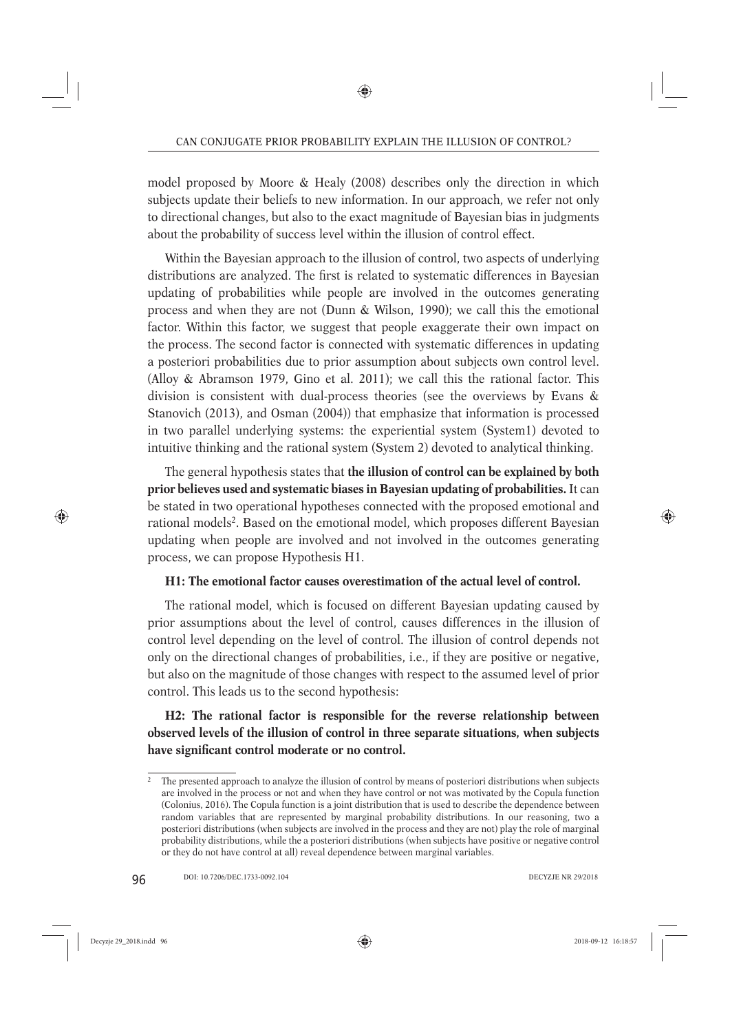model proposed by Moore & Healy (2008) describes only the direction in which subjects update their beliefs to new information. In our approach, we refer not only to directional changes, but also to the exact magnitude of Bayesian bias in judgments about the probability of success level within the illusion of control effect.

Within the Bayesian approach to the illusion of control, two aspects of underlying distributions are analyzed. The first is related to systematic differences in Bayesian updating of probabilities while people are involved in the outcomes generating process and when they are not (Dunn & Wilson, 1990); we call this the emotional factor. Within this factor, we suggest that people exaggerate their own impact on the process. The second factor is connected with systematic differences in updating a posteriori probabilities due to prior assumption about subjects own control level. (Alloy & Abramson 1979, Gino et al. 2011); we call this the rational factor. This division is consistent with dual-process theories (see the overviews by Evans & Stanovich (2013), and Osman (2004)) that emphasize that information is processed in two parallel underlying systems: the experiential system (System1) devoted to intuitive thinking and the rational system (System 2) devoted to analytical thinking.

The general hypothesis states that **the illusion of control can be explained by both prior believes used and systematic biases in Bayesian updating of probabilities.** It can be stated in two operational hypotheses connected with the proposed emotional and rational models[2]. Based on the emotional model, which proposes different Bayesian updating when people are involved and not involved in the outcomes generating process, we can propose Hypothesis H1.

**H1: The emotional factor causes overestimation of the actual level of control.**

The rational model, which is focused on different Bayesian updating caused by prior assumptions about the level of control, causes differences in the illusion of control level depending on the level of control. The illusion of control depends not only on the directional changes of probabilities, i.e., if they are positive or negative, but also on the magnitude of those changes with respect to the assumed level of prior control. This leads us to the second hypothesis:

**H2: The rational factor is responsible for the reverse relationship between observed levels of the illusion of control in three separate situations, when subjects have significant control moderate or no control.**

[2] The presented approach to analyze the illusion of control by means of posteriori distributions when subjects are involved in the process or not and when they have control or not was motivated by the Copula function (Colonius, 2016). The Copula function is a joint distribution that is used to describe the dependence between random variables that are represented by marginal probability distributions. In our reasoning, two a posteriori distributions (when subjects are involved in the process and they are not) play the role of marginal probability distributions, while the a posteriori distributions (when subjects have positive or negative control or they do not have control at all) reveal dependence between marginal variables.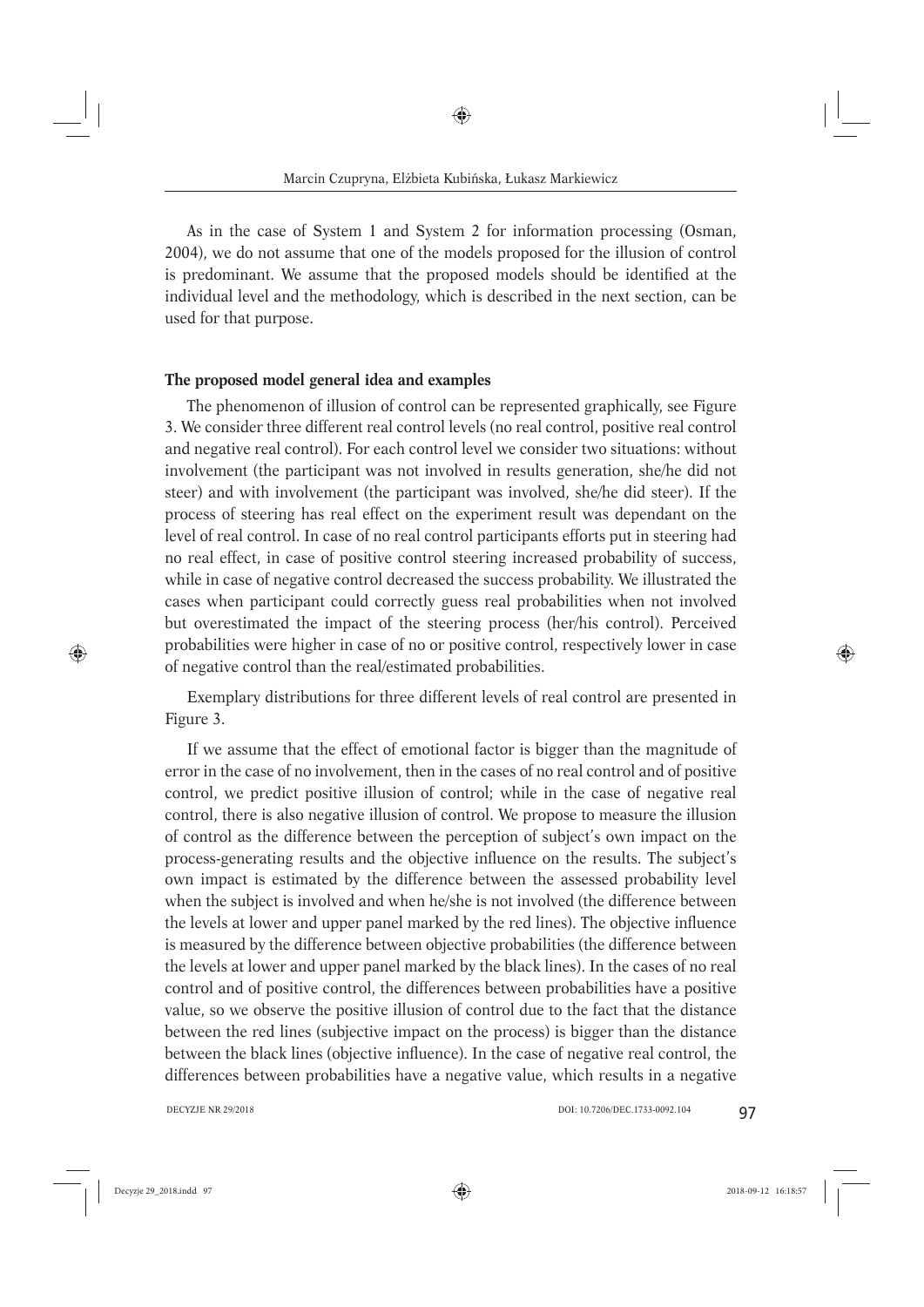As in the case of System 1 and System 2 for information processing (Osman, 2004), we do not assume that one of the models proposed for the illusion of control is predominant. We assume that the proposed models should be identified at the individual level and the methodology, which is described in the next section, can be used for that purpose.

### The proposed model general idea and examples

The phenomenon of illusion of control can be represented graphically, see Figure 3. We consider three different real control levels (no real control, positive real control and negative real control). For each control level we consider two situations: without involvement (the participant was not involved in results generation, she/he did not steer) and with involvement (the participant was involved, she/he did steer). If the process of steering has real effect on the experiment result was dependant on the level of real control. In case of no real control participants efforts put in steering had no real effect, in case of positive control steering increased probability of success, while in case of negative control decreased the success probability. We illustrated the cases when participant could correctly guess real probabilities when not involved but overestimated the impact of the steering process (her/his control). Perceived probabilities were higher in case of no or positive control, respectively lower in case of negative control than the real/estimated probabilities.

Exemplary distributions for three different levels of real control are presented in Figure 3.

If we assume that the effect of emotional factor is bigger than the magnitude of error in the case of no involvement, then in the cases of no real control and of positive control, we predict positive illusion of control; while in the case of negative real control, there is also negative illusion of control. We propose to measure the illusion of control as the difference between the perception of subject's own impact on the process-generating results and the objective influence on the results. The subject's own impact is estimated by the difference between the assessed probability level when the subject is involved and when he/she is not involved (the difference between the levels at lower and upper panel marked by the red lines). The objective influence is measured by the difference between objective probabilities (the difference between the levels at lower and upper panel marked by the black lines). In the cases of no real control and of positive control, the differences between probabilities have a positive value, so we observe the positive illusion of control due to the fact that the distance between the red lines (subjective impact on the process) is bigger than the distance between the black lines (objective influence). In the case of negative real control, the differences between probabilities have a negative value, which results in a negative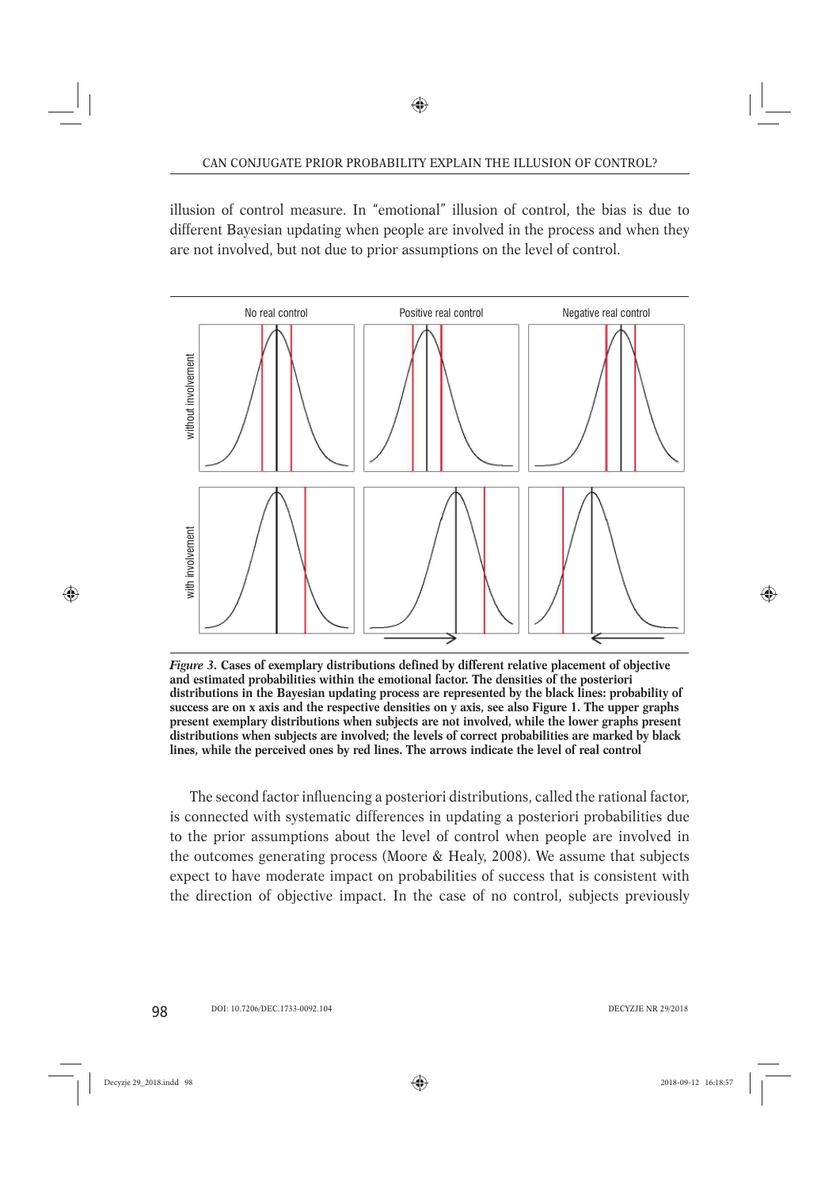illusion of control measure. In "emotional" illusion of control, the bias is due to different Bayesian updating when people are involved in the process and when they are not involved, but not due to prior assumptions on the level of control.

*Figure 3*. **Cases of exemplary distributions defined by different relative placement of objective and estimated probabilities within the emotional factor. The densities of the posteriori distributions in the Bayesian updating process are represented by the black lines: probability of success are on x axis and the respective densities on y axis, see also Figure 1. The upper graphs present exemplary distributions when subjects are not involved, while the lower graphs present distributions when subjects are involved; the levels of correct probabilities are marked by black lines, while the perceived ones by red lines. The arrows indicate the level of real control**

The second factor influencing a posteriori distributions, called the rational factor, is connected with systematic differences in updating a posteriori probabilities due to the prior assumptions about the level of control when people are involved in the outcomes generating process (Moore & Healy, 2008). We assume that subjects expect to have moderate impact on probabilities of success that is consistent with the direction of objective impact. In the case of no control, subjects previously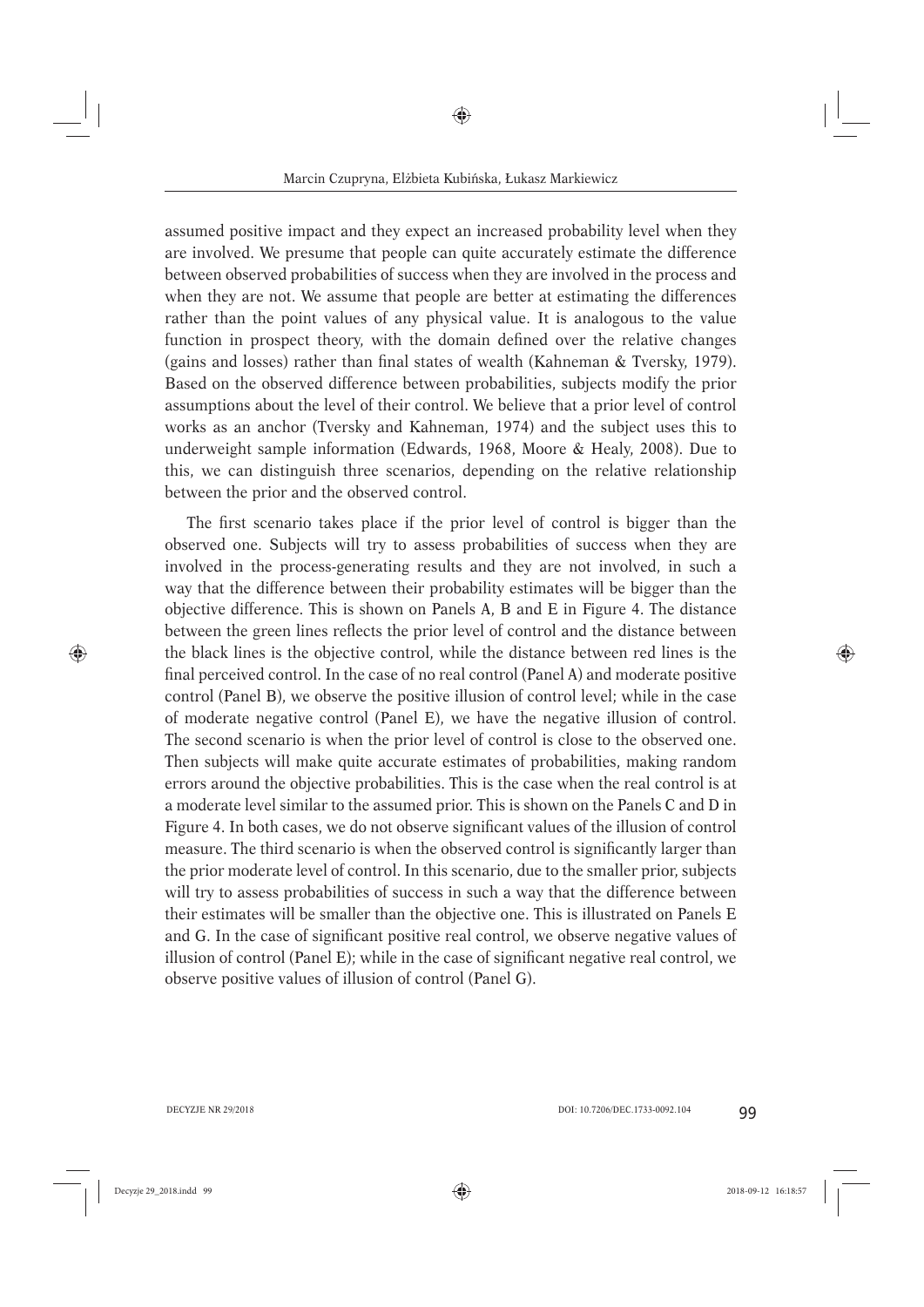assumed positive impact and they expect an increased probability level when they are involved. We presume that people can quite accurately estimate the difference between observed probabilities of success when they are involved in the process and when they are not. We assume that people are better at estimating the differences rather than the point values of any physical value. It is analogous to the value function in prospect theory, with the domain defined over the relative changes (gains and losses) rather than final states of wealth (Kahneman & Tversky, 1979). Based on the observed difference between probabilities, subjects modify the prior assumptions about the level of their control. We believe that a prior level of control works as an anchor (Tversky and Kahneman, 1974) and the subject uses this to underweight sample information (Edwards, 1968, Moore & Healy, 2008). Due to this, we can distinguish three scenarios, depending on the relative relationship between the prior and the observed control.

The first scenario takes place if the prior level of control is bigger than the observed one. Subjects will try to assess probabilities of success when they are involved in the process-generating results and they are not involved, in such a way that the difference between their probability estimates will be bigger than the objective difference. This is shown on Panels A, B and E in Figure 4. The distance between the green lines reflects the prior level of control and the distance between the black lines is the objective control, while the distance between red lines is the final perceived control. In the case of no real control (Panel A) and moderate positive control (Panel B), we observe the positive illusion of control level; while in the case of moderate negative control (Panel E), we have the negative illusion of control. The second scenario is when the prior level of control is close to the observed one. Then subjects will make quite accurate estimates of probabilities, making random errors around the objective probabilities. This is the case when the real control is at a moderate level similar to the assumed prior. This is shown on the Panels C and D in Figure 4. In both cases, we do not observe significant values of the illusion of control measure. The third scenario is when the observed control is significantly larger than the prior moderate level of control. In this scenario, due to the smaller prior, subjects will try to assess probabilities of success in such a way that the difference between their estimates will be smaller than the objective one. This is illustrated on Panels E and G. In the case of significant positive real control, we observe negative values of illusion of control (Panel E); while in the case of significant negative real control, we observe positive values of illusion of control (Panel G).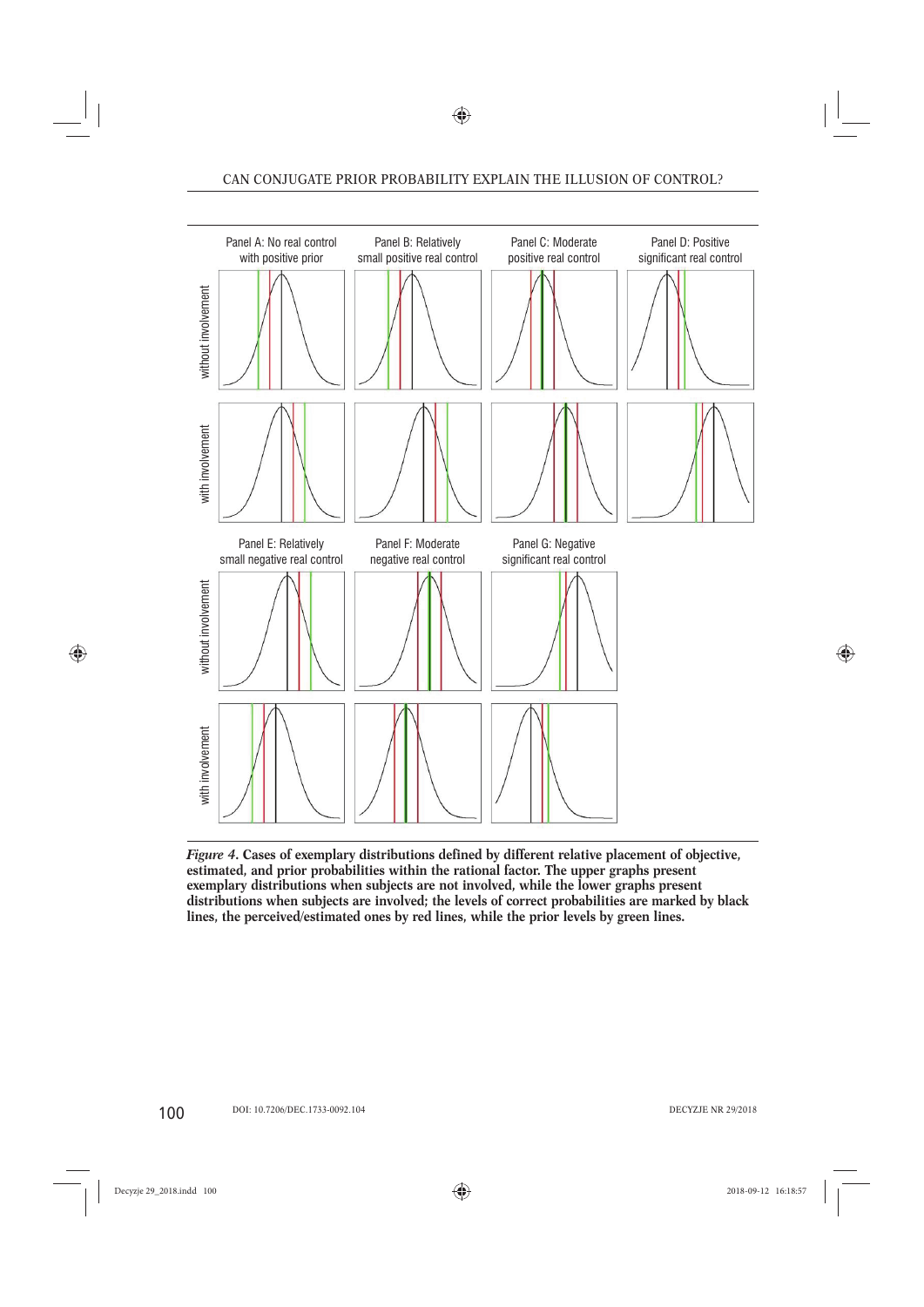*Figure 4*. **Cases of exemplary distributions defined by different relative placement of objective, estimated, and prior probabilities within the rational factor. The upper graphs present exemplary distributions when subjects are not involved, while the lower graphs present distributions when subjects are involved; the levels of correct probabilities are marked by black lines, the perceived/estimated ones by red lines, while the prior levels by green lines.**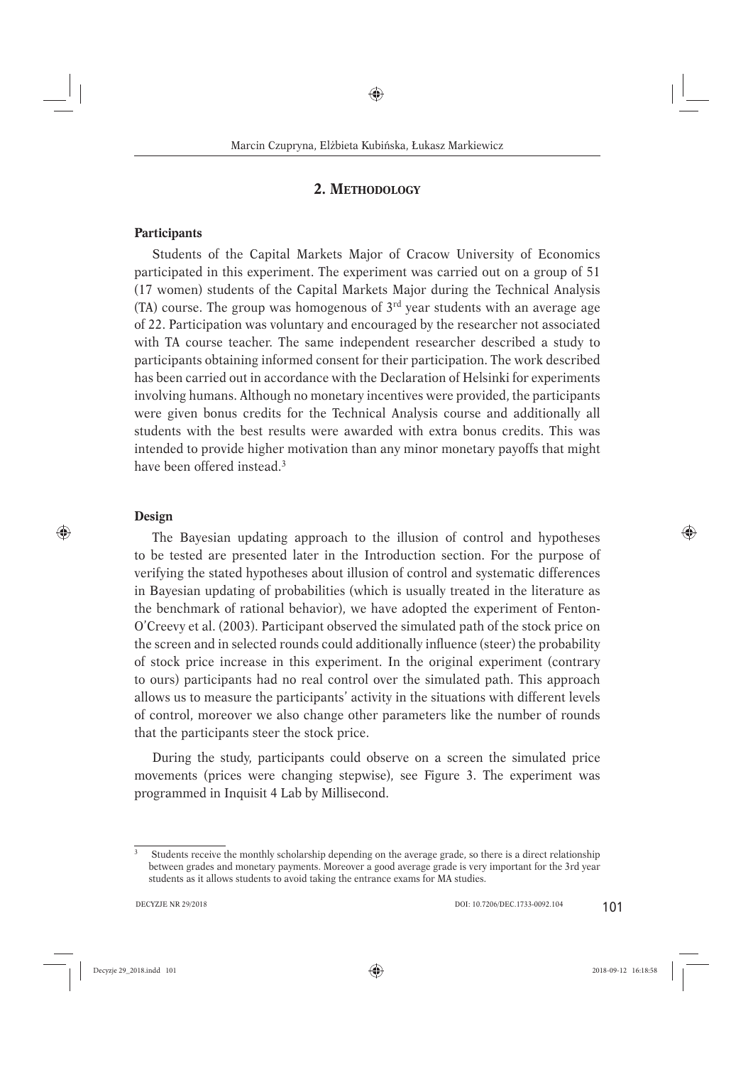## 2. Methodology

### Participants

Students of the Capital Markets Major of Cracow University of Economics participated in this experiment. The experiment was carried out on a group of 51 (17 women) students of the Capital Markets Major during the Technical Analysis (TA) course. The group was homogenous of 3rd year students with an average age of 22. Participation was voluntary and encouraged by the researcher not associated with TA course teacher. The same independent researcher described a study to participants obtaining informed consent for their participation. The work described has been carried out in accordance with the Declaration of Helsinki for experiments involving humans. Although no monetary incentives were provided, the participants were given bonus credits for the Technical Analysis course and additionally all students with the best results were awarded with extra bonus credits. This was intended to provide higher motivation than any minor monetary payoffs that might have been offered instead.[3]

### Design

The Bayesian updating approach to the illusion of control and hypotheses to be tested are presented later in the Introduction section. For the purpose of verifying the stated hypotheses about illusion of control and systematic differences in Bayesian updating of probabilities (which is usually treated in the literature as the benchmark of rational behavior), we have adopted the experiment of Fenton-O'Creevy et al. (2003). Participant observed the simulated path of the stock price on the screen and in selected rounds could additionally influence (steer) the probability of stock price increase in this experiment. In the original experiment (contrary to ours) participants had no real control over the simulated path. This approach allows us to measure the participants' activity in the situations with different levels of control, moreover we also change other parameters like the number of rounds that the participants steer the stock price.

During the study, participants could observe on a screen the simulated price movements (prices were changing stepwise), see Figure 3. The experiment was programmed in Inquisit 4 Lab by Millisecond.

---

[3] Students receive the monthly scholarship depending on the average grade, so there is a direct relationship between grades and monetary payments. Moreover a good average grade is very important for the 3rd year students as it allows students to avoid taking the entrance exams for MA studies.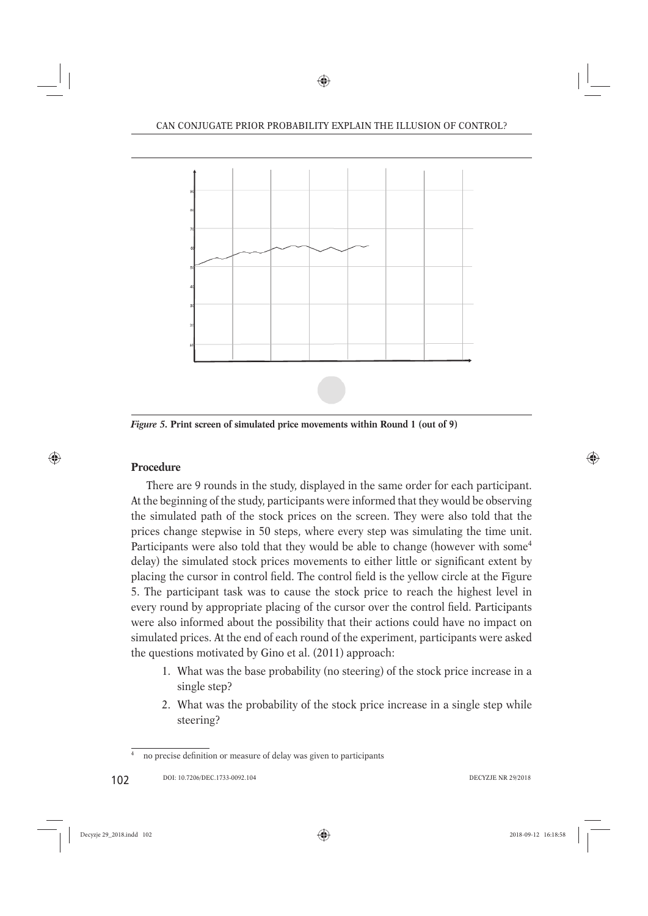*Figure 5.* **Print screen of simulated price movements within Round 1 (out of 9)**

## Procedure

There are 9 rounds in the study, displayed in the same order for each participant. At the beginning of the study, participants were informed that they would be observing the simulated path of the stock prices on the screen. They were also told that the prices change stepwise in 50 steps, where every step was simulating the time unit. Participants were also told that they would be able to change (however with some[4] delay) the simulated stock prices movements to either little or significant extent by placing the cursor in control field. The control field is the yellow circle at the Figure 5. The participant task was to cause the stock price to reach the highest level in every round by appropriate placing of the cursor over the control field. Participants were also informed about the possibility that their actions could have no impact on simulated prices. At the end of each round of the experiment, participants were asked the questions motivated by Gino et al. (2011) approach:

1. What was the base probability (no steering) of the stock price increase in a single step?
2. What was the probability of the stock price increase in a single step while steering?

[4] no precise definition or measure of delay was given to participants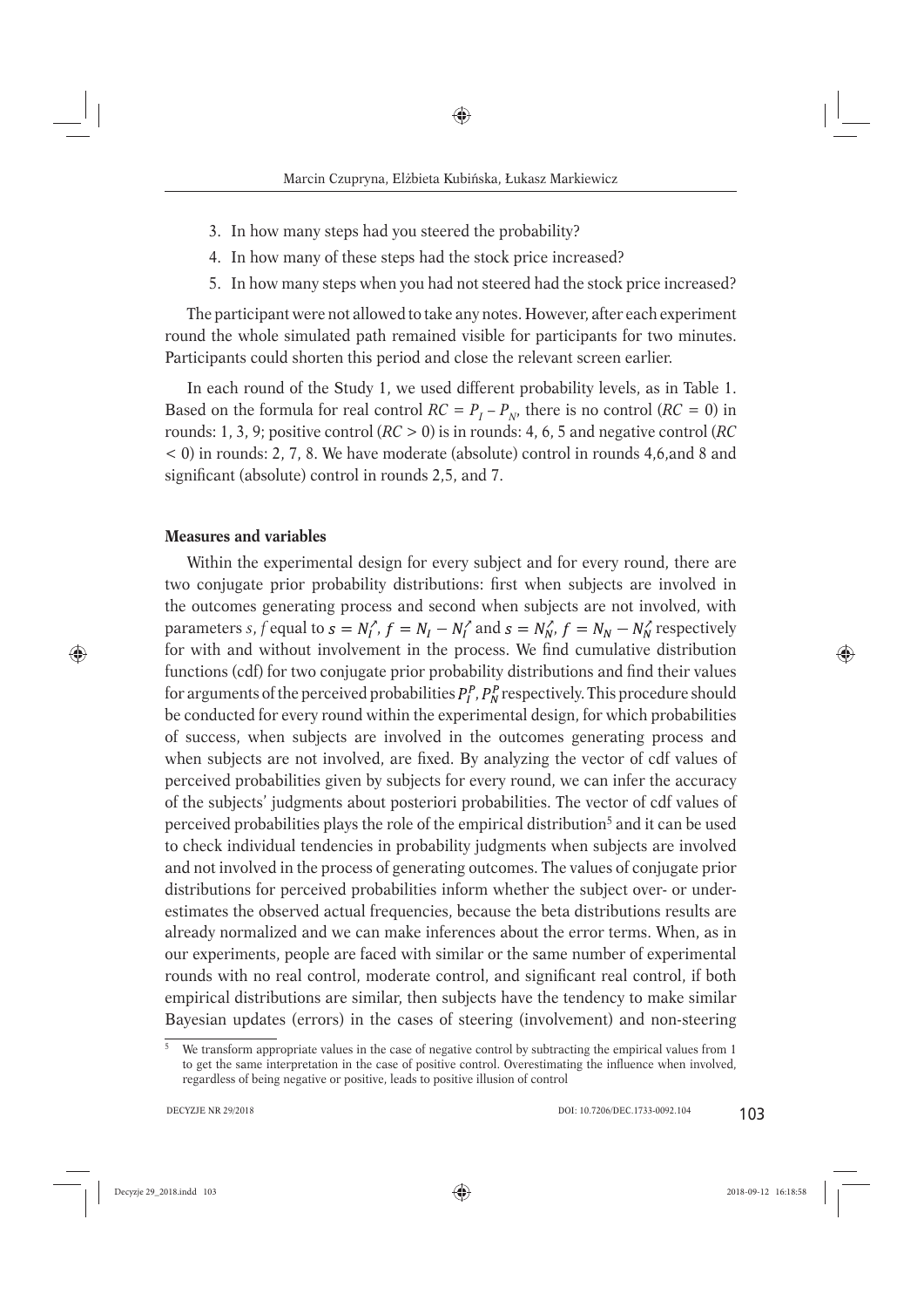3. In how many steps had you steered the probability?
4. In how many of these steps had the stock price increased?
5. In how many steps when you had not steered had the stock price increased?

The participant were not allowed to take any notes. However, after each experiment round the whole simulated path remained visible for participants for two minutes. Participants could shorten this period and close the relevant screen earlier.

In each round of the Study 1, we used different probability levels, as in Table 1. Based on the formula for real control $RC = P_I - P_N$, there is no control ($RC = 0$) in rounds: 1, 3, 9; positive control ($RC > 0$) is in rounds: 4, 6, 5 and negative control ($RC < 0$) in rounds: 2, 7, 8. We have moderate (absolute) control in rounds 4,6,and 8 and significant (absolute) control in rounds 2,5, and 7.

**Measures and variables**

Within the experimental design for every subject and for every round, there are two conjugate prior probability distributions: first when subjects are involved in the outcomes generating process and second when subjects are not involved, with parameters *s*, *f* equal to $s = N_I^{\nearrow}$, $f = N_I - N_I^{\nearrow}$ and $s = N_N^{\nearrow}$, $f = N_N - N_N^{\nearrow}$ respectively for with and without involvement in the process. We find cumulative distribution functions (cdf) for two conjugate prior probability distributions and find their values for arguments of the perceived probabilities $P_I^P, P_N^P$ respectively. This procedure should be conducted for every round within the experimental design, for which probabilities of success, when subjects are involved in the outcomes generating process and when subjects are not involved, are fixed. By analyzing the vector of cdf values of perceived probabilities given by subjects for every round, we can infer the accuracy of the subjects' judgments about posteriori probabilities. The vector of cdf values of perceived probabilities plays the role of the empirical distribution[5] and it can be used to check individual tendencies in probability judgments when subjects are involved and not involved in the process of generating outcomes. The values of conjugate prior distributions for perceived probabilities inform whether the subject over- or under-estimates the observed actual frequencies, because the beta distributions results are already normalized and we can make inferences about the error terms. When, as in our experiments, people are faced with similar or the same number of experimental rounds with no real control, moderate control, and significant real control, if both empirical distributions are similar, then subjects have the tendency to make similar Bayesian updates (errors) in the cases of steering (involvement) and non-steering

[5] We transform appropriate values in the case of negative control by subtracting the empirical values from 1 to get the same interpretation in the case of positive control. Overestimating the influence when involved, regardless of being negative or positive, leads to positive illusion of control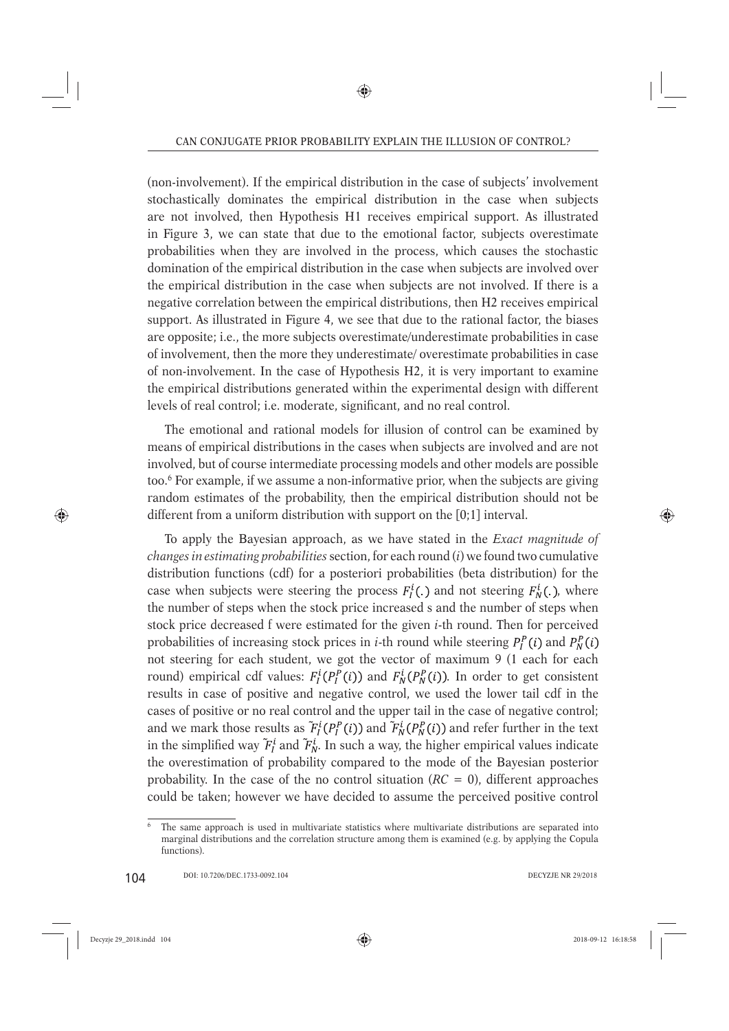(non-involvement). If the empirical distribution in the case of subjects' involvement stochastically dominates the empirical distribution in the case when subjects are not involved, then Hypothesis H1 receives empirical support. As illustrated in Figure 3, we can state that due to the emotional factor, subjects overestimate probabilities when they are involved in the process, which causes the stochastic domination of the empirical distribution in the case when subjects are involved over the empirical distribution in the case when subjects are not involved. If there is a negative correlation between the empirical distributions, then H2 receives empirical support. As illustrated in Figure 4, we see that due to the rational factor, the biases are opposite; i.e., the more subjects overestimate/underestimate probabilities in case of involvement, then the more they underestimate/ overestimate probabilities in case of non-involvement. In the case of Hypothesis H2, it is very important to examine the empirical distributions generated within the experimental design with different levels of real control; i.e. moderate, significant, and no real control.

The emotional and rational models for illusion of control can be examined by means of empirical distributions in the cases when subjects are involved and are not involved, but of course intermediate processing models and other models are possible too.[6] For example, if we assume a non-informative prior, when the subjects are giving random estimates of the probability, then the empirical distribution should not be different from a uniform distribution with support on the [0;1] interval.

To apply the Bayesian approach, as we have stated in the *Exact magnitude of changes in estimating probabilities* section, for each round ($i$) we found two cumulative distribution functions (cdf) for a posteriori probabilities (beta distribution) for the case when subjects were steering the process $F_I^i(.)$ and not steering $F_N^i(.)$, where the number of steps when the stock price increased s and the number of steps when stock price decreased f were estimated for the given $i$-th round. Then for perceived probabilities of increasing stock prices in $i$-th round while steering $P_I^P(i)$ and $P_N^P(i)$ not steering for each student, we got the vector of maximum 9 (1 each for each round) empirical cdf values: $F_I^i(P_I^P(i))$ and $F_N^i(P_N^P(i))$. In order to get consistent results in case of positive and negative control, we used the lower tail cdf in the cases of positive or no real control and the upper tail in the case of negative control; and we mark those results as $\tilde{F}_I^i(P_I^P(i))$ and $\tilde{F}_N^i(P_N^P(i))$ and refer further in the text in the simplified way $\tilde{F}_I^i$ and $\tilde{F}_N^i$. In such a way, the higher empirical values indicate the overestimation of probability compared to the mode of the Bayesian posterior probability. In the case of the no control situation ($RC = 0$), different approaches could be taken; however we have decided to assume the perceived positive control

[6] The same approach is used in multivariate statistics where multivariate distributions are separated into marginal distributions and the correlation structure among them is examined (e.g. by applying the Copula functions).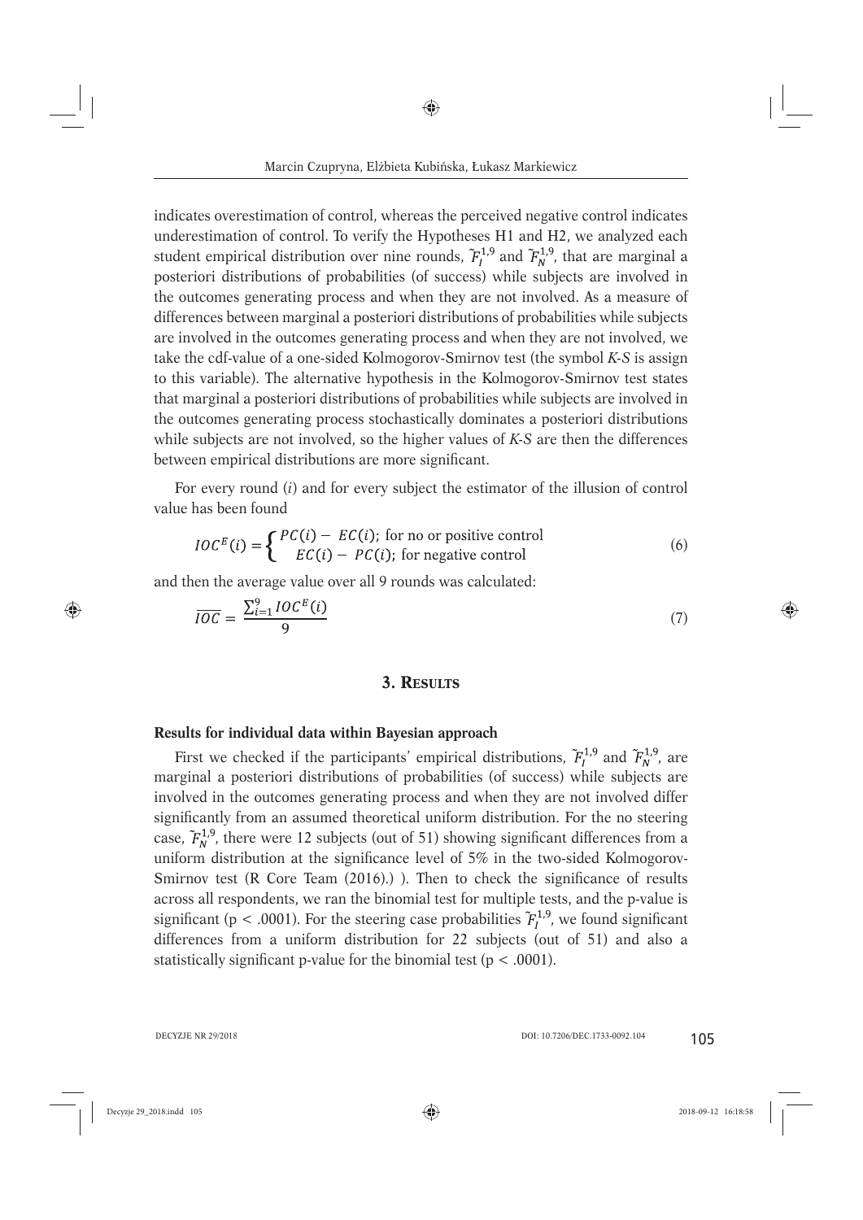indicates overestimation of control, whereas the perceived negative control indicates underestimation of control. To verify the Hypotheses H1 and H2, we analyzed each student empirical distribution over nine rounds, $\tilde{F}_I^{1,9}$ and $\tilde{F}_N^{1,9}$, that are marginal a posteriori distributions of probabilities (of success) while subjects are involved in the outcomes generating process and when they are not involved. As a measure of differences between marginal a posteriori distributions of probabilities while subjects are involved in the outcomes generating process and when they are not involved, we take the cdf-value of a one-sided Kolmogorov-Smirnov test (the symbol *K-S* is assign to this variable). The alternative hypothesis in the Kolmogorov-Smirnov test states that marginal a posteriori distributions of probabilities while subjects are involved in the outcomes generating process stochastically dominates a posteriori distributions while subjects are not involved, so the higher values of *K-S* are then the differences between empirical distributions are more significant.

For every round ($i$) and for every subject the estimator of the illusion of control value has been found

$$IOC^E(i) = \begin{cases} PC(i) - EC(i); \text{ for no or positive control} \\ EC(i) - PC(i); \text{ for negative control} \end{cases} \tag{6}$$

and then the average value over all 9 rounds was calculated:

$$\overline{IOC} = \frac{\sum_{i=1}^{9} IOC^E(i)}{9} \tag{7}$$

## 3. Results

**Results for individual data within Bayesian approach**

First we checked if the participants' empirical distributions, $\tilde{F}_I^{1,9}$ and $\tilde{F}_N^{1,9}$, are marginal a posteriori distributions of probabilities (of success) while subjects are involved in the outcomes generating process and when they are not involved differ significantly from an assumed theoretical uniform distribution. For the no steering case, $\tilde{F}_N^{1,9}$, there were 12 subjects (out of 51) showing significant differences from a uniform distribution at the significance level of 5% in the two-sided Kolmogorov-Smirnov test (R Core Team (2016).) ). Then to check the significance of results across all respondents, we ran the binomial test for multiple tests, and the p-value is significant ($p < .0001$). For the steering case probabilities $\tilde{F}_I^{1,9}$, we found significant differences from a uniform distribution for 22 subjects (out of 51) and also a statistically significant p-value for the binomial test ($p < .0001$).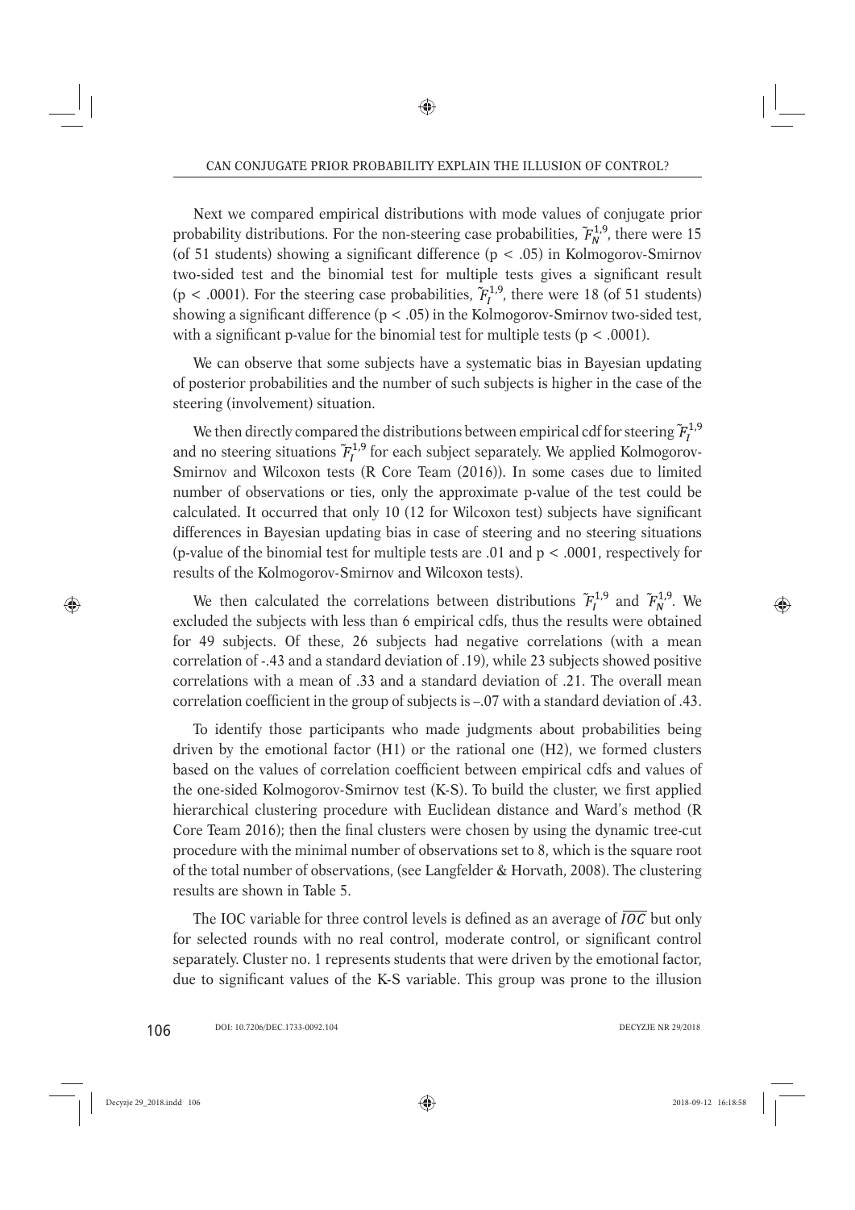Next we compared empirical distributions with mode values of conjugate prior probability distributions. For the non-steering case probabilities, $\tilde{F}_N^{1,9}$, there were 15 (of 51 students) showing a significant difference ($p < .05$) in Kolmogorov-Smirnov two-sided test and the binomial test for multiple tests gives a significant result ($p < .0001$). For the steering case probabilities, $\tilde{F}_I^{1,9}$, there were 18 (of 51 students) showing a significant difference ($p < .05$) in the Kolmogorov-Smirnov two-sided test, with a significant p-value for the binomial test for multiple tests ($p < .0001$).

We can observe that some subjects have a systematic bias in Bayesian updating of posterior probabilities and the number of such subjects is higher in the case of the steering (involvement) situation.

We then directly compared the distributions between empirical cdf for steering $\tilde{F}_I^{1,9}$ and no steering situations $\tilde{F}_I^{1,9}$ for each subject separately. We applied Kolmogorov-Smirnov and Wilcoxon tests (R Core Team (2016)). In some cases due to limited number of observations or ties, only the approximate p-value of the test could be calculated. It occurred that only 10 (12 for Wilcoxon test) subjects have significant differences in Bayesian updating bias in case of steering and no steering situations (p-value of the binomial test for multiple tests are .01 and $p < .0001$, respectively for results of the Kolmogorov-Smirnov and Wilcoxon tests).

We then calculated the correlations between distributions $\tilde{F}_I^{1,9}$ and $\tilde{F}_N^{1,9}$. We excluded the subjects with less than 6 empirical cdfs, thus the results were obtained for 49 subjects. Of these, 26 subjects had negative correlations (with a mean correlation of -.43 and a standard deviation of .19), while 23 subjects showed positive correlations with a mean of .33 and a standard deviation of .21. The overall mean correlation coefficient in the group of subjects is –.07 with a standard deviation of .43.

To identify those participants who made judgments about probabilities being driven by the emotional factor (H1) or the rational one (H2), we formed clusters based on the values of correlation coefficient between empirical cdfs and values of the one-sided Kolmogorov-Smirnov test (K-S). To build the cluster, we first applied hierarchical clustering procedure with Euclidean distance and Ward's method (R Core Team 2016); then the final clusters were chosen by using the dynamic tree-cut procedure with the minimal number of observations set to 8, which is the square root of the total number of observations, (see Langfelder & Horvath, 2008). The clustering results are shown in Table 5.

The IOC variable for three control levels is defined as an average of $\overline{IOC}$ but only for selected rounds with no real control, moderate control, or significant control separately. Cluster no. 1 represents students that were driven by the emotional factor, due to significant values of the K-S variable. This group was prone to the illusion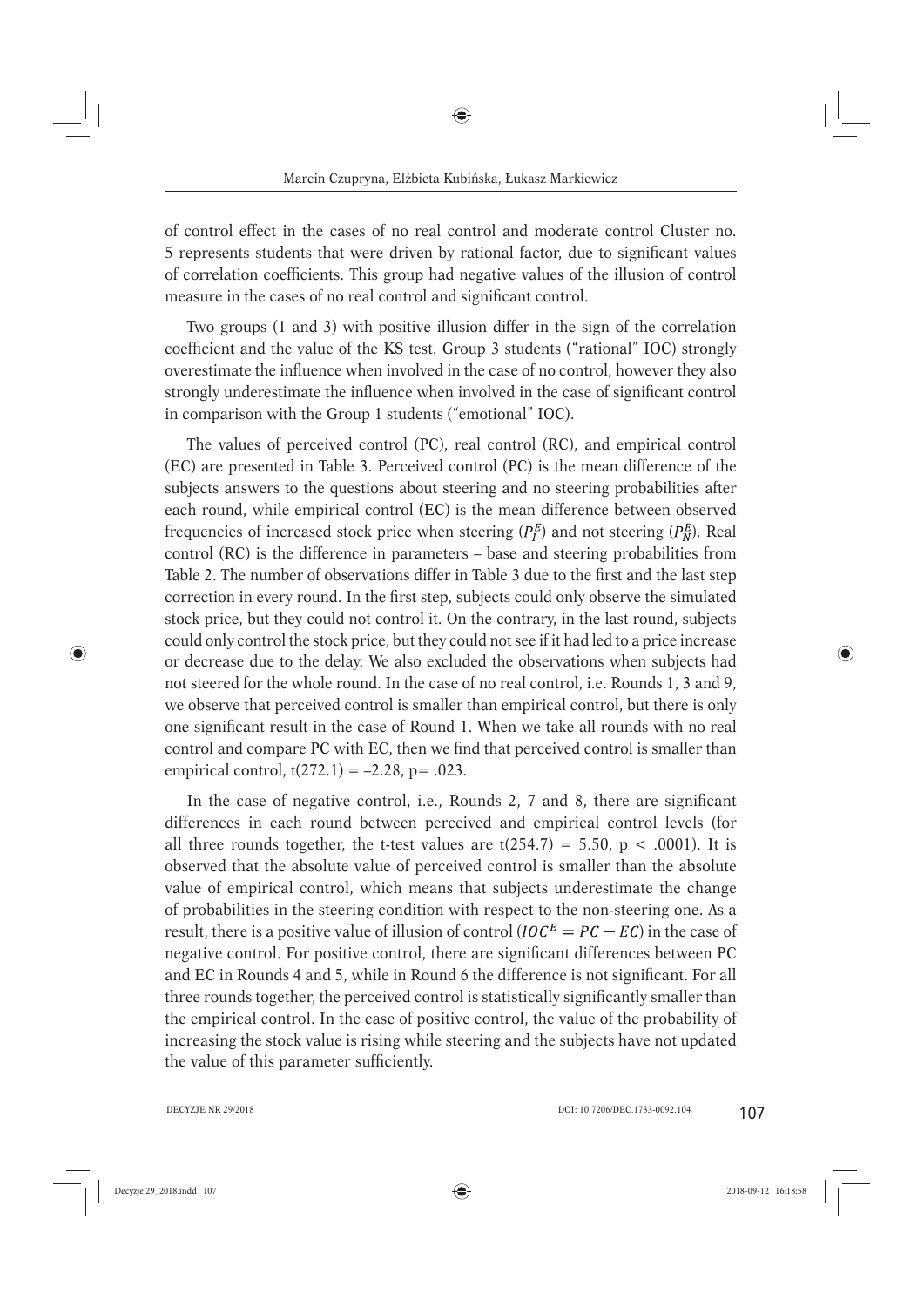of control effect in the cases of no real control and moderate control Cluster no. 5 represents students that were driven by rational factor, due to significant values of correlation coefficients. This group had negative values of the illusion of control measure in the cases of no real control and significant control.

Two groups (1 and 3) with positive illusion differ in the sign of the correlation coefficient and the value of the KS test. Group 3 students ("rational" IOC) strongly overestimate the influence when involved in the case of no control, however they also strongly underestimate the influence when involved in the case of significant control in comparison with the Group 1 students ("emotional" IOC).

The values of perceived control (PC), real control (RC), and empirical control (EC) are presented in Table 3. Perceived control (PC) is the mean difference of the subjects answers to the questions about steering and no steering probabilities after each round, while empirical control (EC) is the mean difference between observed frequencies of increased stock price when steering ($P_I^E$) and not steering ($P_N^E$). Real control (RC) is the difference in parameters – base and steering probabilities from Table 2. The number of observations differ in Table 3 due to the first and the last step correction in every round. In the first step, subjects could only observe the simulated stock price, but they could not control it. On the contrary, in the last round, subjects could only control the stock price, but they could not see if it had led to a price increase or decrease due to the delay. We also excluded the observations when subjects had not steered for the whole round. In the case of no real control, i.e. Rounds 1, 3 and 9, we observe that perceived control is smaller than empirical control, but there is only one significant result in the case of Round 1. When we take all rounds with no real control and compare PC with EC, then we find that perceived control is smaller than empirical control, $t(272.1) = -2.28$, $p = .023$.

In the case of negative control, i.e., Rounds 2, 7 and 8, there are significant differences in each round between perceived and empirical control levels (for all three rounds together, the t-test values are $t(254.7) = 5.50$, $p < .0001$). It is observed that the absolute value of perceived control is smaller than the absolute value of empirical control, which means that subjects underestimate the change of probabilities in the steering condition with respect to the non-steering one. As a result, there is a positive value of illusion of control ($IOC^E = PC - EC$) in the case of negative control. For positive control, there are significant differences between PC and EC in Rounds 4 and 5, while in Round 6 the difference is not significant. For all three rounds together, the perceived control is statistically significantly smaller than the empirical control. In the case of positive control, the value of the probability of increasing the stock value is rising while steering and the subjects have not updated the value of this parameter sufficiently.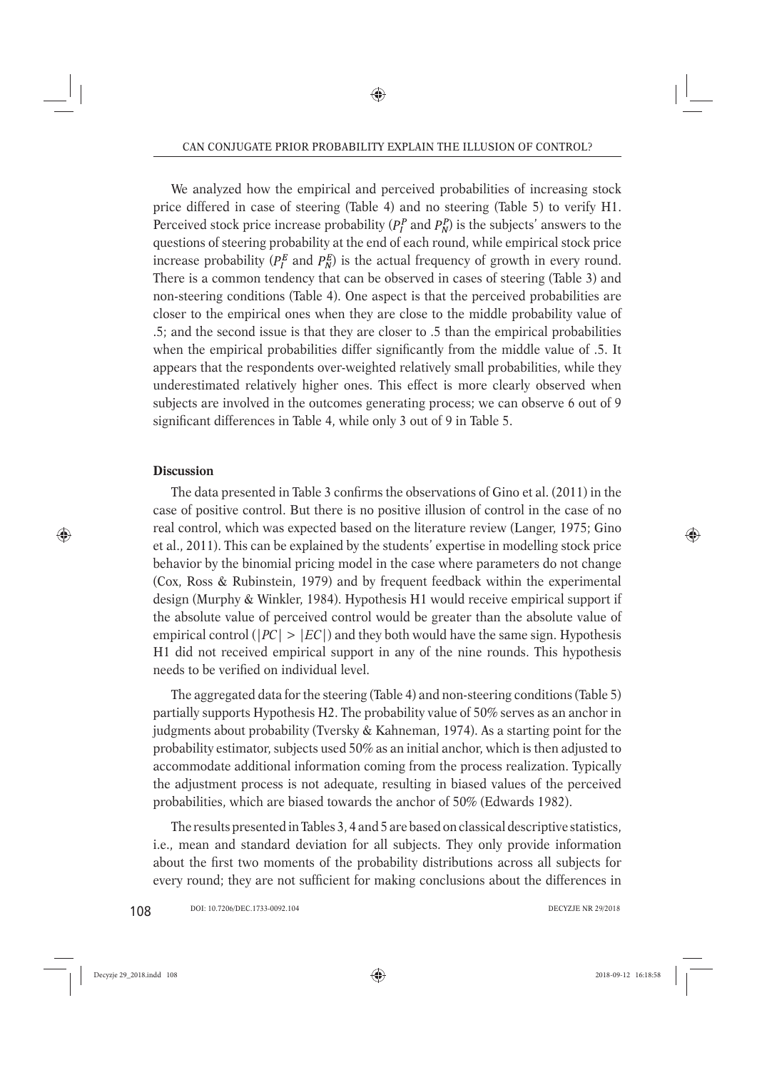We analyzed how the empirical and perceived probabilities of increasing stock price differed in case of steering (Table 4) and no steering (Table 5) to verify H1. Perceived stock price increase probability ($P_I^P$ and $P_N^P$) is the subjects' answers to the questions of steering probability at the end of each round, while empirical stock price increase probability ($P_I^E$ and $P_N^E$) is the actual frequency of growth in every round. There is a common tendency that can be observed in cases of steering (Table 3) and non-steering conditions (Table 4). One aspect is that the perceived probabilities are closer to the empirical ones when they are close to the middle probability value of .5; and the second issue is that they are closer to .5 than the empirical probabilities when the empirical probabilities differ significantly from the middle value of .5. It appears that the respondents over-weighted relatively small probabilities, while they underestimated relatively higher ones. This effect is more clearly observed when subjects are involved in the outcomes generating process; we can observe 6 out of 9 significant differences in Table 4, while only 3 out of 9 in Table 5.

**Discussion**

The data presented in Table 3 confirms the observations of Gino et al. (2011) in the case of positive control. But there is no positive illusion of control in the case of no real control, which was expected based on the literature review (Langer, 1975; Gino et al., 2011). This can be explained by the students' expertise in modelling stock price behavior by the binomial pricing model in the case where parameters do not change (Cox, Ross & Rubinstein, 1979) and by frequent feedback within the experimental design (Murphy & Winkler, 1984). Hypothesis H1 would receive empirical support if the absolute value of perceived control would be greater than the absolute value of empirical control ($|PC| > |EC|$) and they both would have the same sign. Hypothesis H1 did not received empirical support in any of the nine rounds. This hypothesis needs to be verified on individual level.

The aggregated data for the steering (Table 4) and non-steering conditions (Table 5) partially supports Hypothesis H2. The probability value of 50% serves as an anchor in judgments about probability (Tversky & Kahneman, 1974). As a starting point for the probability estimator, subjects used 50% as an initial anchor, which is then adjusted to accommodate additional information coming from the process realization. Typically the adjustment process is not adequate, resulting in biased values of the perceived probabilities, which are biased towards the anchor of 50% (Edwards 1982).

The results presented in Tables 3, 4 and 5 are based on classical descriptive statistics, i.e., mean and standard deviation for all subjects. They only provide information about the first two moments of the probability distributions across all subjects for every round; they are not sufficient for making conclusions about the differences in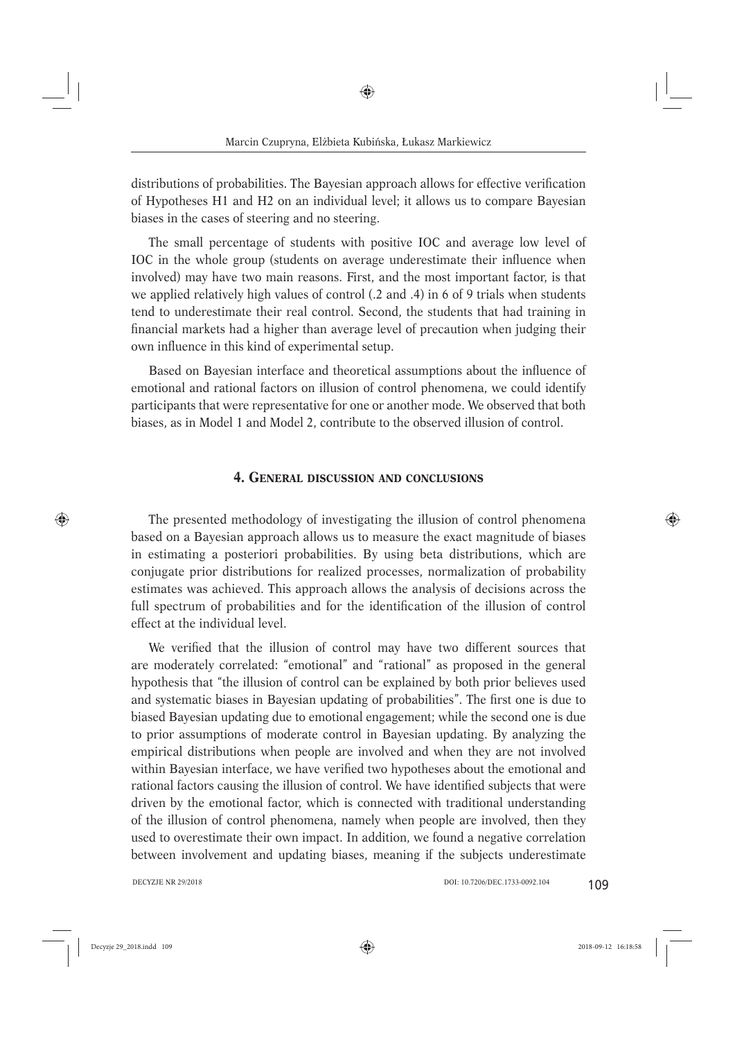distributions of probabilities. The Bayesian approach allows for effective verification of Hypotheses H1 and H2 on an individual level; it allows us to compare Bayesian biases in the cases of steering and no steering.

The small percentage of students with positive IOC and average low level of IOC in the whole group (students on average underestimate their influence when involved) may have two main reasons. First, and the most important factor, is that we applied relatively high values of control (.2 and .4) in 6 of 9 trials when students tend to underestimate their real control. Second, the students that had training in financial markets had a higher than average level of precaution when judging their own influence in this kind of experimental setup.

Based on Bayesian interface and theoretical assumptions about the influence of emotional and rational factors on illusion of control phenomena, we could identify participants that were representative for one or another mode. We observed that both biases, as in Model 1 and Model 2, contribute to the observed illusion of control.

## 4. General discussion and conclusions

The presented methodology of investigating the illusion of control phenomena based on a Bayesian approach allows us to measure the exact magnitude of biases in estimating a posteriori probabilities. By using beta distributions, which are conjugate prior distributions for realized processes, normalization of probability estimates was achieved. This approach allows the analysis of decisions across the full spectrum of probabilities and for the identification of the illusion of control effect at the individual level.

We verified that the illusion of control may have two different sources that are moderately correlated: "emotional" and "rational" as proposed in the general hypothesis that "the illusion of control can be explained by both prior believes used and systematic biases in Bayesian updating of probabilities". The first one is due to biased Bayesian updating due to emotional engagement; while the second one is due to prior assumptions of moderate control in Bayesian updating. By analyzing the empirical distributions when people are involved and when they are not involved within Bayesian interface, we have verified two hypotheses about the emotional and rational factors causing the illusion of control. We have identified subjects that were driven by the emotional factor, which is connected with traditional understanding of the illusion of control phenomena, namely when people are involved, then they used to overestimate their own impact. In addition, we found a negative correlation between involvement and updating biases, meaning if the subjects underestimate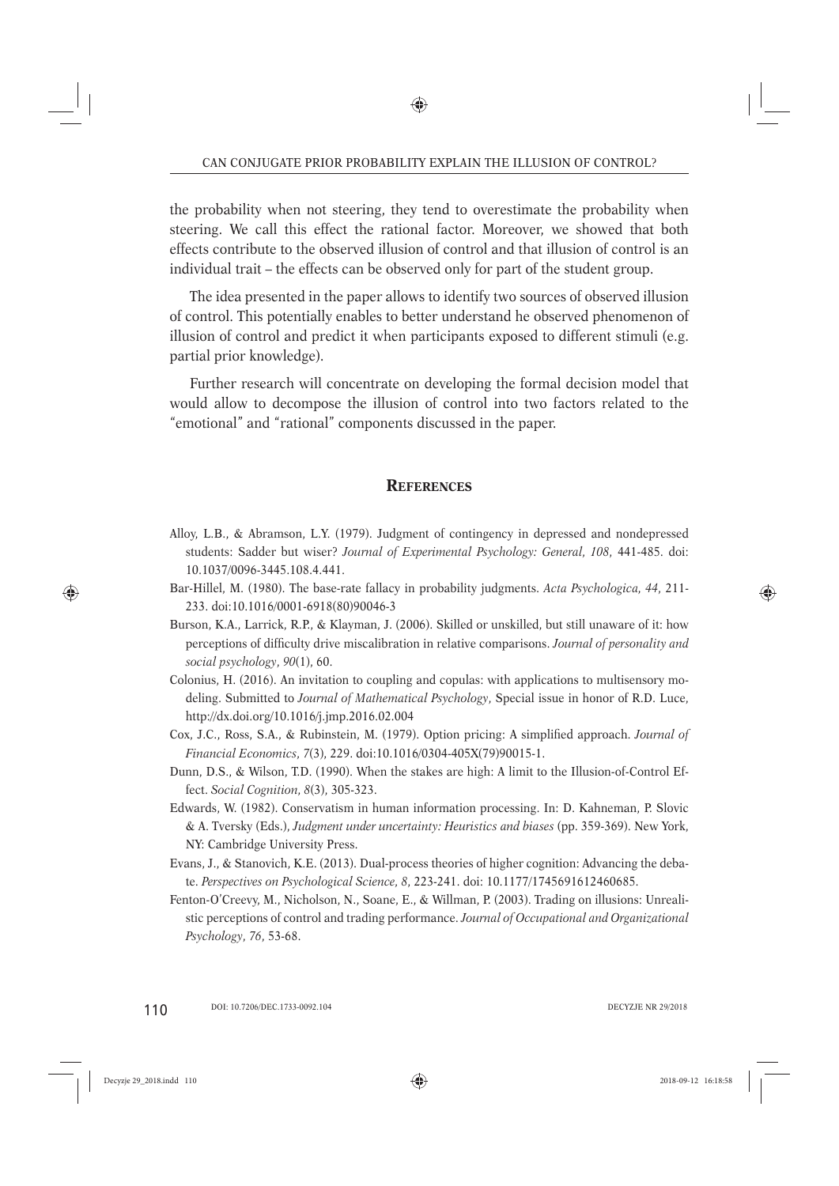the probability when not steering, they tend to overestimate the probability when steering. We call this effect the rational factor. Moreover, we showed that both effects contribute to the observed illusion of control and that illusion of control is an individual trait – the effects can be observed only for part of the student group.

The idea presented in the paper allows to identify two sources of observed illusion of control. This potentially enables to better understand he observed phenomenon of illusion of control and predict it when participants exposed to different stimuli (e.g. partial prior knowledge).

Further research will concentrate on developing the formal decision model that would allow to decompose the illusion of control into two factors related to the "emotional" and "rational" components discussed in the paper.

## References

Alloy, L.B., & Abramson, L.Y. (1979). Judgment of contingency in depressed and nondepressed students: Sadder but wiser? *Journal of Experimental Psychology: General*, *108*, 441-485. doi: 10.1037/0096-3445.108.4.441.

Bar-Hillel, M. (1980). The base-rate fallacy in probability judgments. *Acta Psychologica*, *44*, 211-233. doi:10.1016/0001-6918(80)90046-3

Burson, K.A., Larrick, R.P., & Klayman, J. (2006). Skilled or unskilled, but still unaware of it: how perceptions of difficulty drive miscalibration in relative comparisons. *Journal of personality and social psychology*, *90*(1), 60.

Colonius, H. (2016). An invitation to coupling and copulas: with applications to multisensory modeling. Submitted to *Journal of Mathematical Psychology*, Special issue in honor of R.D. Luce, http://dx.doi.org/10.1016/j.jmp.2016.02.004

Cox, J.C., Ross, S.A., & Rubinstein, M. (1979). Option pricing: A simplified approach. *Journal of Financial Economics*, *7*(3), 229. doi:10.1016/0304-405X(79)90015-1.

Dunn, D.S., & Wilson, T.D. (1990). When the stakes are high: A limit to the Illusion-of-Control Effect. *Social Cognition*, *8*(3), 305-323.

Edwards, W. (1982). Conservatism in human information processing. In: D. Kahneman, P. Slovic & A. Tversky (Eds.), *Judgment under uncertainty: Heuristics and biases* (pp. 359-369). New York, NY: Cambridge University Press.

Evans, J., & Stanovich, K.E. (2013). Dual-process theories of higher cognition: Advancing the debate. *Perspectives on Psychological Science*, *8*, 223-241. doi: 10.1177/1745691612460685.

Fenton-O'Creevy, M., Nicholson, N., Soane, E., & Willman, P. (2003). Trading on illusions: Unrealistic perceptions of control and trading performance. *Journal of Occupational and Organizational Psychology*, *76*, 53-68.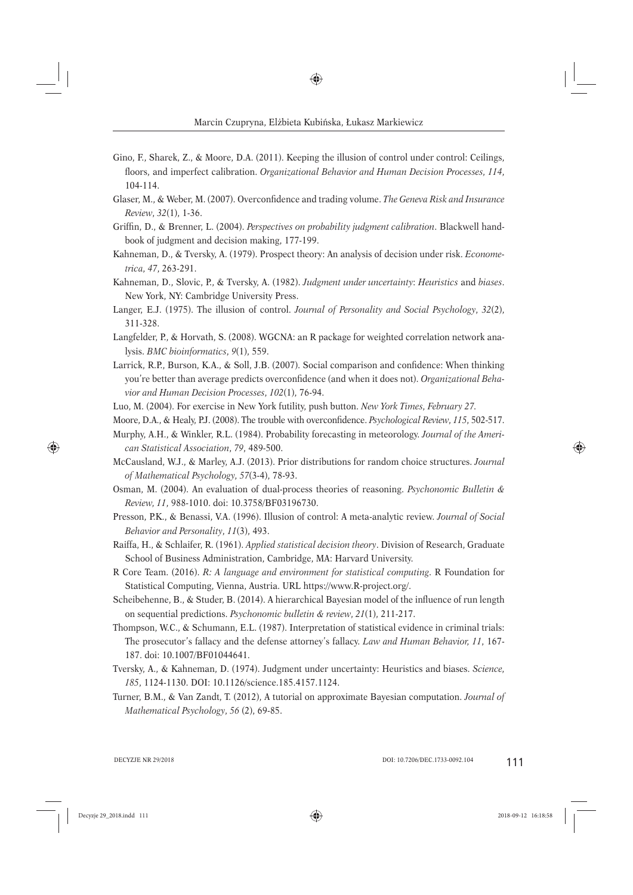Gino, F., Sharek, Z., & Moore, D.A. (2011). Keeping the illusion of control under control: Ceilings, floors, and imperfect calibration. *Organizational Behavior and Human Decision Processes*, *114*, 104-114.

Glaser, M., & Weber, M. (2007). Overconfidence and trading volume. *The Geneva Risk and Insurance Review*, *32*(1), 1-36.

Griffin, D., & Brenner, L. (2004). *Perspectives on probability judgment calibration*. Blackwell handbook of judgment and decision making, 177-199.

Kahneman, D., & Tversky, A. (1979). Prospect theory: An analysis of decision under risk. *Econometrica*, *47*, 263-291.

Kahneman, D., Slovic, P., & Tversky, A. (1982). *Judgment under uncertainty*: *Heuristics* and *biases*. New York, NY: Cambridge University Press.

Langer, E.J. (1975). The illusion of control. *Journal of Personality and Social Psychology*, *32*(2), 311-328.

Langfelder, P., & Horvath, S. (2008). WGCNA: an R package for weighted correlation network analysis. *BMC bioinformatics*, *9*(1), 559.

Larrick, R.P., Burson, K.A., & Soll, J.B. (2007). Social comparison and confidence: When thinking you're better than average predicts overconfidence (and when it does not). *Organizational Behavior and Human Decision Processes*, *102*(1), 76-94.

Luo, M. (2004). For exercise in New York futility, push button. *New York Times*, *February 27*.

Moore, D.A., & Healy, P.J. (2008). The trouble with overconfidence. *Psychological Review*, *115*, 502-517.

Murphy, A.H., & Winkler, R.L. (1984). Probability forecasting in meteorology. *Journal of the American Statistical Association*, *79*, 489-500.

McCausland, W.J., & Marley, A.J. (2013). Prior distributions for random choice structures. *Journal of Mathematical Psychology*, *57*(3-4), 78-93.

Osman, M. (2004). An evaluation of dual-process theories of reasoning. *Psychonomic Bulletin & Review*, *11*, 988-1010. doi: 10.3758/BF03196730.

Presson, P.K., & Benassi, V.A. (1996). Illusion of control: A meta-analytic review. *Journal of Social Behavior and Personality*, *11*(3), 493.

Raiffa, H., & Schlaifer, R. (1961). *Applied statistical decision theory*. Division of Research, Graduate School of Business Administration, Cambridge, MA: Harvard University.

R Core Team. (2016). *R: A language and environment for statistical computing*. R Foundation for Statistical Computing, Vienna, Austria. URL https://www.R-project.org/.

Scheibehenne, B., & Studer, B. (2014). A hierarchical Bayesian model of the influence of run length on sequential predictions. *Psychonomic bulletin & review*, *21*(1), 211-217.

Thompson, W.C., & Schumann, E.L. (1987). Interpretation of statistical evidence in criminal trials: The prosecutor's fallacy and the defense attorney's fallacy. *Law and Human Behavior, 11*, 167-187. doi: 10.1007/BF01044641.

Tversky, A., & Kahneman, D. (1974). Judgment under uncertainty: Heuristics and biases. *Science*, *185*, 1124-1130. DOI: 10.1126/science.185.4157.1124.

Turner, B.M., & Van Zandt, T. (2012), A tutorial on approximate Bayesian computation. *Journal of Mathematical Psychology*, *56* (2), 69-85.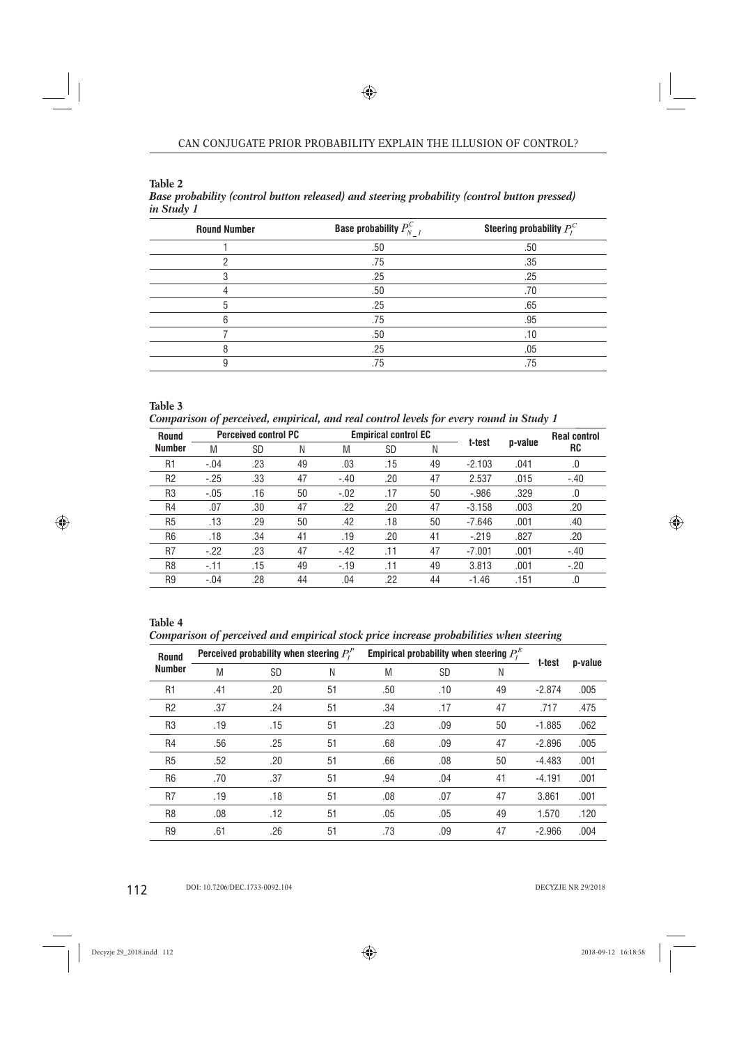**Table 2**

***Base probability (control button released) and steering probability (control button pressed) in Study 1***

| Round Number | Base probability $P^C_{N\_I}$ | Steering probability $P^C_I$ |
|---|---|---|
| 1 | .50 | .50 |
| 2 | .75 | .35 |
| 3 | .25 | .25 |
| 4 | .50 | .70 |
| 5 | .25 | .65 |
| 6 | .75 | .95 |
| 7 | .50 | .10 |
| 8 | .25 | .05 |
| 9 | .75 | .75 |

**Table 3**

***Comparison of perceived, empirical, and real control levels for every round in Study 1***

| Round Number | Perceived control PC | | | Empirical control EC | | | t-test | p-value | Real control RC |
|---|---|---|---|---|---|---|---|---|---|
| | M | SD | N | M | SD | N | | | |
| R1 | -.04 | .23 | 49 | .03 | .15 | 49 | -2.103 | .041 | .0 |
| R2 | -.25 | .33 | 47 | -.40 | .20 | 47 | 2.537 | .015 | -.40 |
| R3 | -.05 | .16 | 50 | -.02 | .17 | 50 | -.986 | .329 | .0 |
| R4 | .07 | .30 | 47 | .22 | .20 | 47 | -3.158 | .003 | .20 |
| R5 | .13 | .29 | 50 | .42 | .18 | 50 | -7.646 | .001 | .40 |
| R6 | .18 | .34 | 41 | .19 | .20 | 41 | -.219 | .827 | .20 |
| R7 | -.22 | .23 | 47 | -.42 | .11 | 47 | -7.001 | .001 | -.40 |
| R8 | -.11 | .15 | 49 | -.19 | .11 | 49 | 3.813 | .001 | -.20 |
| R9 | -.04 | .28 | 44 | .04 | .22 | 44 | -1.46 | .151 | .0 |

**Table 4**

***Comparison of perceived and empirical stock price increase probabilities when steering***

| Round Number | Perceived probability when steering $P^P_I$ | | | Empirical probability when steering $P^E_I$ | | | t-test | p-value |
|---|---|---|---|---|---|---|---|---|
| | M | SD | N | M | SD | N | | |
| R1 | .41 | .20 | 51 | .50 | .10 | 49 | -2.874 | .005 |
| R2 | .37 | .24 | 51 | .34 | .17 | 47 | .717 | .475 |
| R3 | .19 | .15 | 51 | .23 | .09 | 50 | -1.885 | .062 |
| R4 | .56 | .25 | 51 | .68 | .09 | 47 | -2.896 | .005 |
| R5 | .52 | .20 | 51 | .66 | .08 | 50 | -4.483 | .001 |
| R6 | .70 | .37 | 51 | .94 | .04 | 41 | -4.191 | .001 |
| R7 | .19 | .18 | 51 | .08 | .07 | 47 | 3.861 | .001 |
| R8 | .08 | .12 | 51 | .05 | .05 | 49 | 1.570 | .120 |
| R9 | .61 | .26 | 51 | .73 | .09 | 47 | -2.966 | .004 |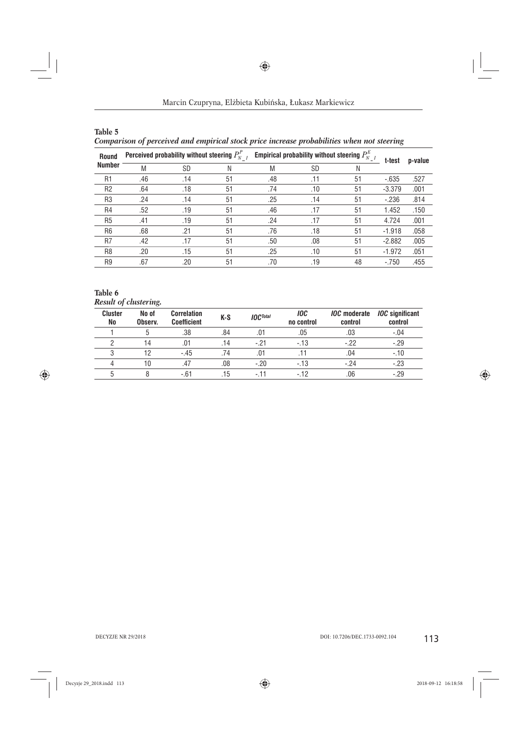**Table 5**

*Comparison of perceived and empirical stock price increase probabilities when not steering*

| Round Number | Perceived probability without steering $P^P_{N\_I}$ | | | Empirical probability without steering $P^E_{N\_I}$ | | | t-test | p-value |
|---|---|---|---|---|---|---|---|---|
| | M | SD | N | M | SD | N | | |
| R1 | .46 | .14 | 51 | .48 | .11 | 51 | -.635 | .527 |
| R2 | .64 | .18 | 51 | .74 | .10 | 51 | -3.379 | .001 |
| R3 | .24 | .14 | 51 | .25 | .14 | 51 | -.236 | .814 |
| R4 | .52 | .19 | 51 | .46 | .17 | 51 | 1.452 | .150 |
| R5 | .41 | .19 | 51 | .24 | .17 | 51 | 4.724 | .001 |
| R6 | .68 | .21 | 51 | .76 | .18 | 51 | -1.918 | .058 |
| R7 | .42 | .17 | 51 | .50 | .08 | 51 | -2.882 | .005 |
| R8 | .20 | .15 | 51 | .25 | .10 | 51 | -1.972 | .051 |
| R9 | .67 | .20 | 51 | .70 | .19 | 48 | -.750 | .455 |

**Table 6**

*Result of clustering.*

| Cluster No | No of Observ. | Correlation Coefficient | K-S | $IOC^{Total}$ | *IOC* no control | *IOC* moderate control | *IOC* significant control |
|---|---|---|---|---|---|---|---|
| 1 | 5 | .38 | .84 | .01 | .05 | .03 | -.04 |
| 2 | 14 | .01 | .14 | -.21 | -.13 | -.22 | -.29 |
| 3 | 12 | -.45 | .74 | .01 | .11 | .04 | -.10 |
| 4 | 10 | .47 | .08 | -.20 | -.13 | -.24 | -.23 |
| 5 | 8 | -.61 | .15 | -.11 | -.12 | .06 | -.29 |